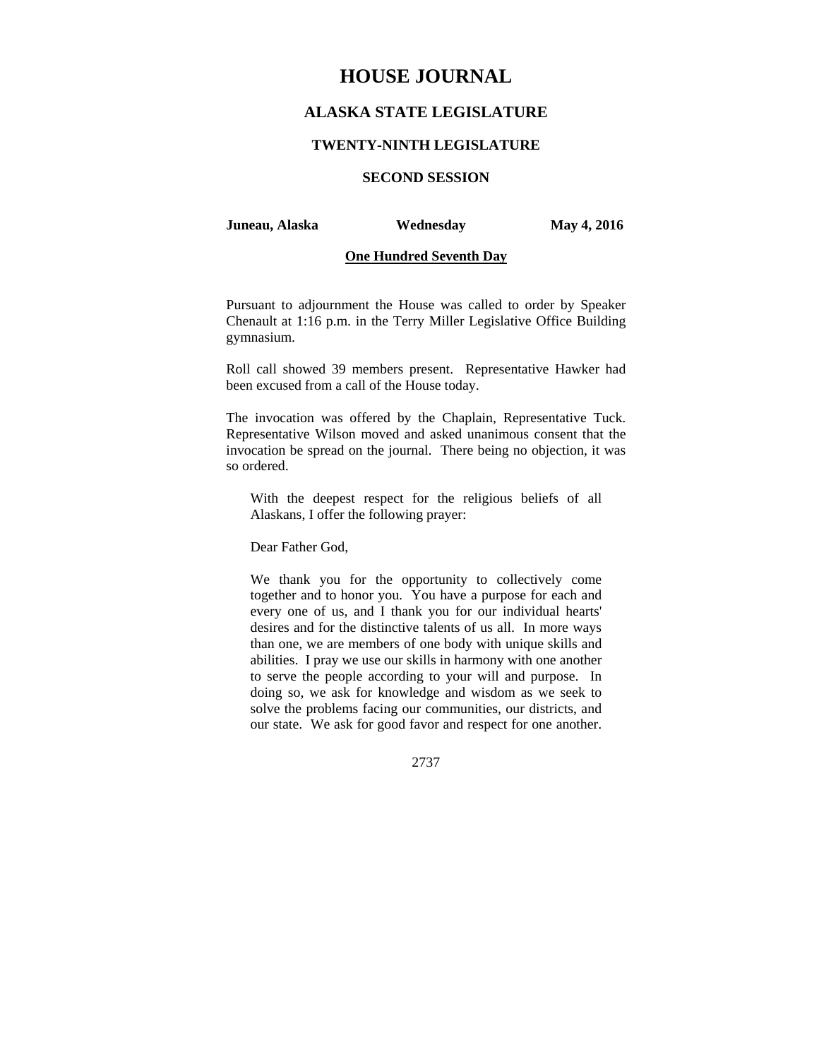# HOUSE JOURNAL

## ALASKA STATE LEGISLATURE

### TWENTY-NINTH LEGISLATURE

### SECOND SESSION

**Juneau, Alaska** **Wednesday** **May 4, 2016**

**One Hundred Seventh Day**

Pursuant to adjournment the House was called to order by Speaker Chenault at 1:16 p.m. in the Terry Miller Legislative Office Building gymnasium.

Roll call showed 39 members present. Representative Hawker had been excused from a call of the House today.

The invocation was offered by the Chaplain, Representative Tuck. Representative Wilson moved and asked unanimous consent that the invocation be spread on the journal. There being no objection, it was so ordered.

> With the deepest respect for the religious beliefs of all Alaskans, I offer the following prayer:
>
> Dear Father God,
>
> We thank you for the opportunity to collectively come together and to honor you. You have a purpose for each and every one of us, and I thank you for our individual hearts' desires and for the distinctive talents of us all. In more ways than one, we are members of one body with unique skills and abilities. I pray we use our skills in harmony with one another to serve the people according to your will and purpose. In doing so, we ask for knowledge and wisdom as we seek to solve the problems facing our communities, our districts, and our state. We ask for good favor and respect for one another.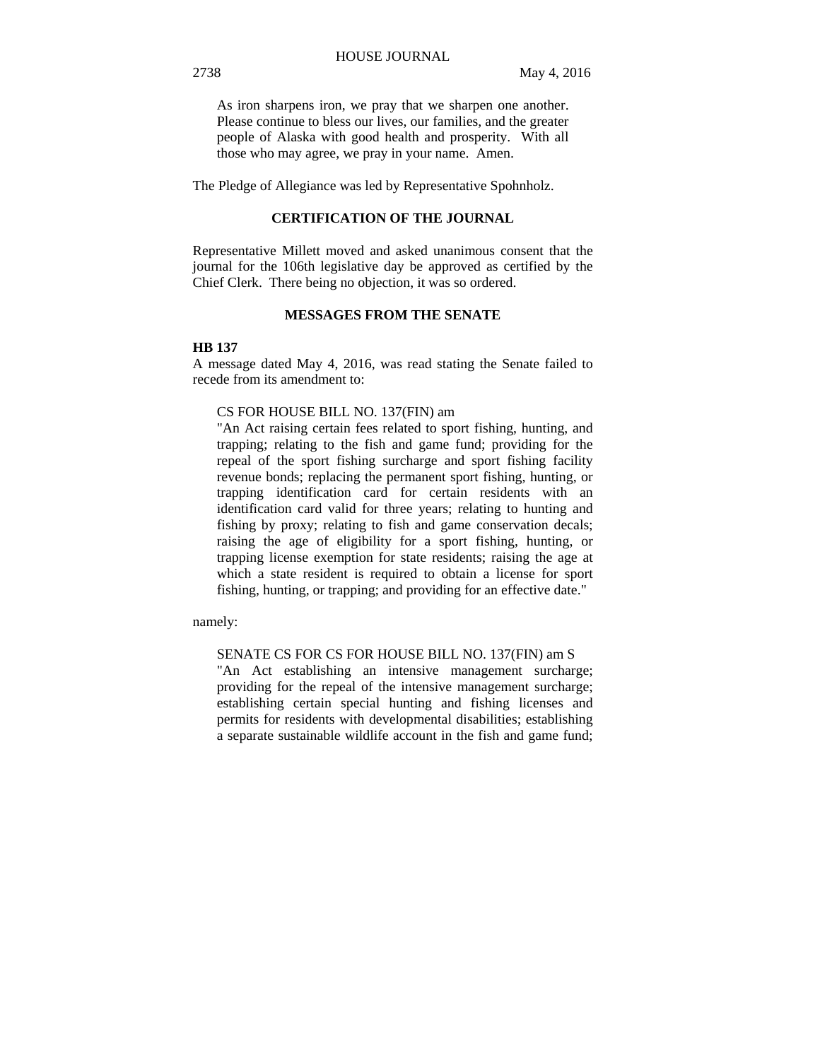As iron sharpens iron, we pray that we sharpen one another. Please continue to bless our lives, our families, and the greater people of Alaska with good health and prosperity. With all those who may agree, we pray in your name. Amen.

The Pledge of Allegiance was led by Representative Spohnholz.

## CERTIFICATION OF THE JOURNAL

Representative Millett moved and asked unanimous consent that the journal for the 106th legislative day be approved as certified by the Chief Clerk. There being no objection, it was so ordered.

## MESSAGES FROM THE SENATE

**HB 137**

A message dated May 4, 2016, was read stating the Senate failed to recede from its amendment to:

CS FOR HOUSE BILL NO. 137(FIN) am

"An Act raising certain fees related to sport fishing, hunting, and trapping; relating to the fish and game fund; providing for the repeal of the sport fishing surcharge and sport fishing facility revenue bonds; replacing the permanent sport fishing, hunting, or trapping identification card for certain residents with an identification card valid for three years; relating to hunting and fishing by proxy; relating to fish and game conservation decals; raising the age of eligibility for a sport fishing, hunting, or trapping license exemption for state residents; raising the age at which a state resident is required to obtain a license for sport fishing, hunting, or trapping; and providing for an effective date."

namely:

SENATE CS FOR CS FOR HOUSE BILL NO. 137(FIN) am S

"An Act establishing an intensive management surcharge; providing for the repeal of the intensive management surcharge; establishing certain special hunting and fishing licenses and permits for residents with developmental disabilities; establishing a separate sustainable wildlife account in the fish and game fund;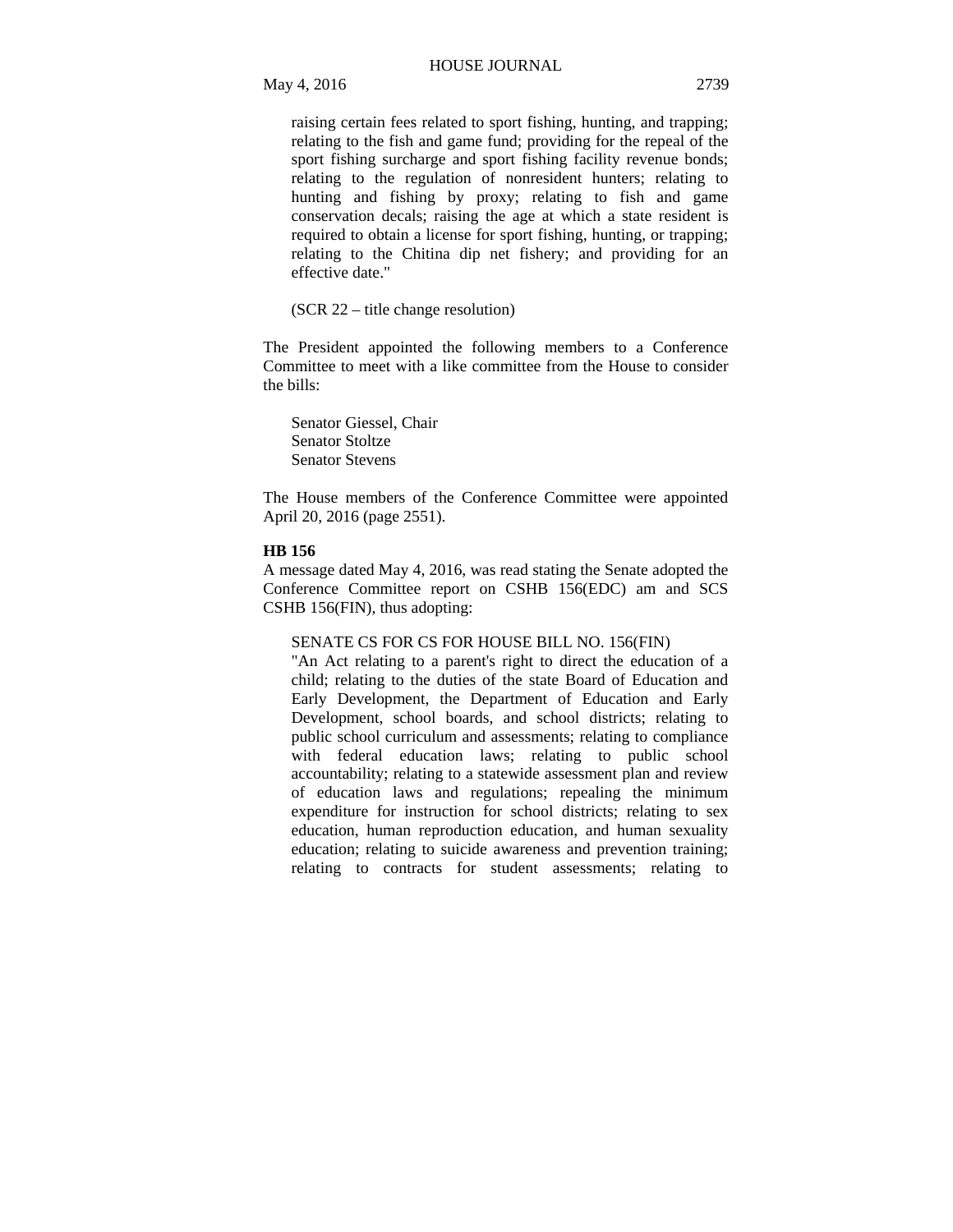raising certain fees related to sport fishing, hunting, and trapping; relating to the fish and game fund; providing for the repeal of the sport fishing surcharge and sport fishing facility revenue bonds; relating to the regulation of nonresident hunters; relating to hunting and fishing by proxy; relating to fish and game conservation decals; raising the age at which a state resident is required to obtain a license for sport fishing, hunting, or trapping; relating to the Chitina dip net fishery; and providing for an effective date."

(SCR 22 – title change resolution)

The President appointed the following members to a Conference Committee to meet with a like committee from the House to consider the bills:

Senator Giessel, Chair
Senator Stoltze
Senator Stevens

The House members of the Conference Committee were appointed April 20, 2016 (page 2551).

**HB 156**

A message dated May 4, 2016, was read stating the Senate adopted the Conference Committee report on CSHB 156(EDC) am and SCS CSHB 156(FIN), thus adopting:

SENATE CS FOR CS FOR HOUSE BILL NO. 156(FIN)
"An Act relating to a parent's right to direct the education of a child; relating to the duties of the state Board of Education and Early Development, the Department of Education and Early Development, school boards, and school districts; relating to public school curriculum and assessments; relating to compliance with federal education laws; relating to public school accountability; relating to a statewide assessment plan and review of education laws and regulations; repealing the minimum expenditure for instruction for school districts; relating to sex education, human reproduction education, and human sexuality education; relating to suicide awareness and prevention training; relating to contracts for student assessments; relating to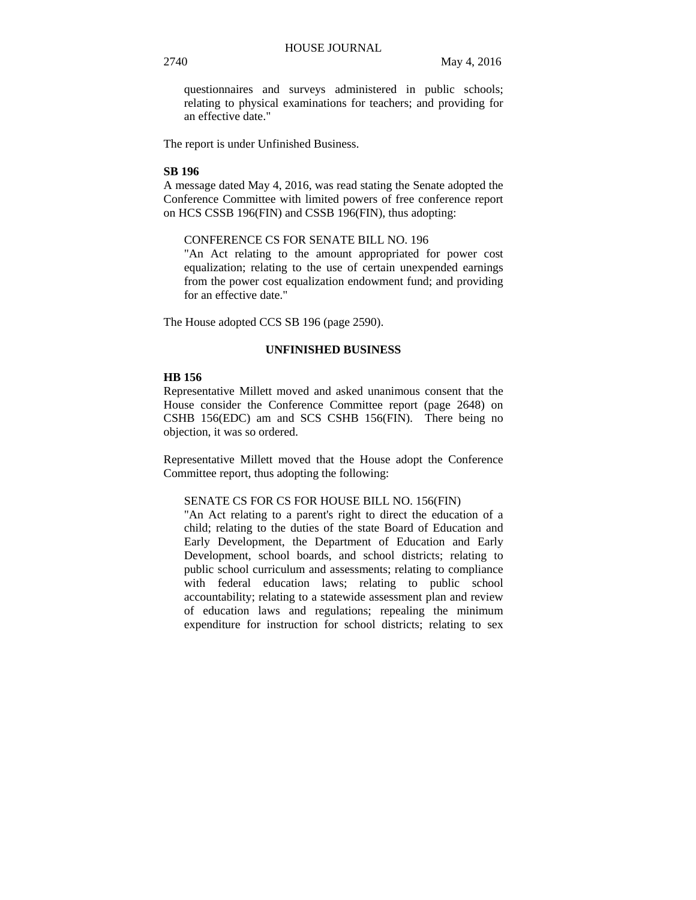questionnaires and surveys administered in public schools; relating to physical examinations for teachers; and providing for an effective date."

The report is under Unfinished Business.

**SB 196**

A message dated May 4, 2016, was read stating the Senate adopted the Conference Committee with limited powers of free conference report on HCS CSSB 196(FIN) and CSSB 196(FIN), thus adopting:

CONFERENCE CS FOR SENATE BILL NO. 196
"An Act relating to the amount appropriated for power cost equalization; relating to the use of certain unexpended earnings from the power cost equalization endowment fund; and providing for an effective date."

The House adopted CCS SB 196 (page 2590).

## UNFINISHED BUSINESS

**HB 156**

Representative Millett moved and asked unanimous consent that the House consider the Conference Committee report (page 2648) on CSHB 156(EDC) am and SCS CSHB 156(FIN). There being no objection, it was so ordered.

Representative Millett moved that the House adopt the Conference Committee report, thus adopting the following:

SENATE CS FOR CS FOR HOUSE BILL NO. 156(FIN)
"An Act relating to a parent's right to direct the education of a child; relating to the duties of the state Board of Education and Early Development, the Department of Education and Early Development, school boards, and school districts; relating to public school curriculum and assessments; relating to compliance with federal education laws; relating to public school accountability; relating to a statewide assessment plan and review of education laws and regulations; repealing the minimum expenditure for instruction for school districts; relating to sex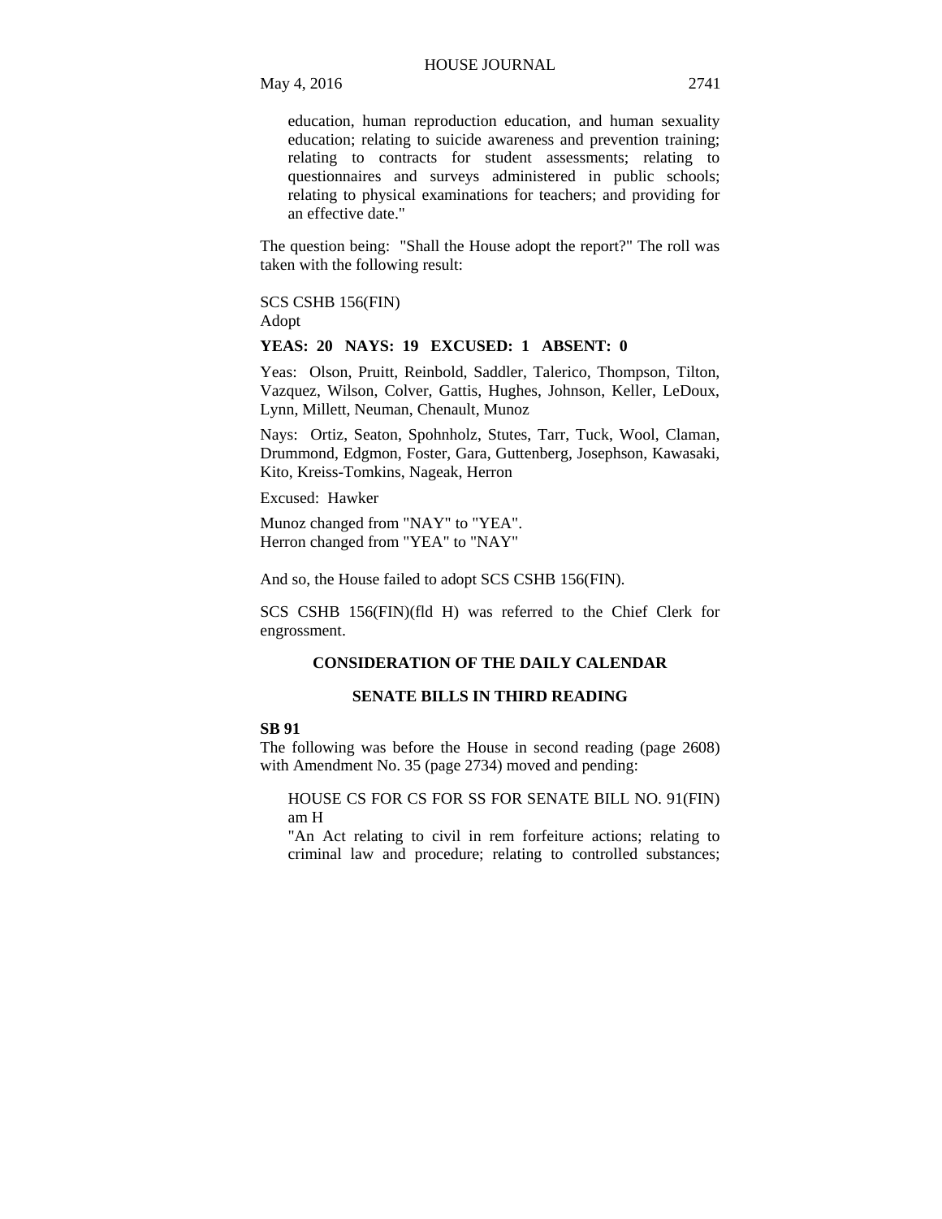education, human reproduction education, and human sexuality education; relating to suicide awareness and prevention training; relating to contracts for student assessments; relating to questionnaires and surveys administered in public schools; relating to physical examinations for teachers; and providing for an effective date."

The question being: "Shall the House adopt the report?" The roll was taken with the following result:

SCS CSHB 156(FIN)
Adopt

**YEAS: 20 NAYS: 19 EXCUSED: 1 ABSENT: 0**

Yeas: Olson, Pruitt, Reinbold, Saddler, Talerico, Thompson, Tilton, Vazquez, Wilson, Colver, Gattis, Hughes, Johnson, Keller, LeDoux, Lynn, Millett, Neuman, Chenault, Munoz

Nays: Ortiz, Seaton, Spohnholz, Stutes, Tarr, Tuck, Wool, Claman, Drummond, Edgmon, Foster, Gara, Guttenberg, Josephson, Kawasaki, Kito, Kreiss-Tomkins, Nageak, Herron

Excused: Hawker

Munoz changed from "NAY" to "YEA".
Herron changed from "YEA" to "NAY"

And so, the House failed to adopt SCS CSHB 156(FIN).

SCS CSHB 156(FIN)(fld H) was referred to the Chief Clerk for engrossment.

## CONSIDERATION OF THE DAILY CALENDAR

## SENATE BILLS IN THIRD READING

**SB 91**
The following was before the House in second reading (page 2608) with Amendment No. 35 (page 2734) moved and pending:

HOUSE CS FOR CS FOR SS FOR SENATE BILL NO. 91(FIN) am H
"An Act relating to civil in rem forfeiture actions; relating to criminal law and procedure; relating to controlled substances;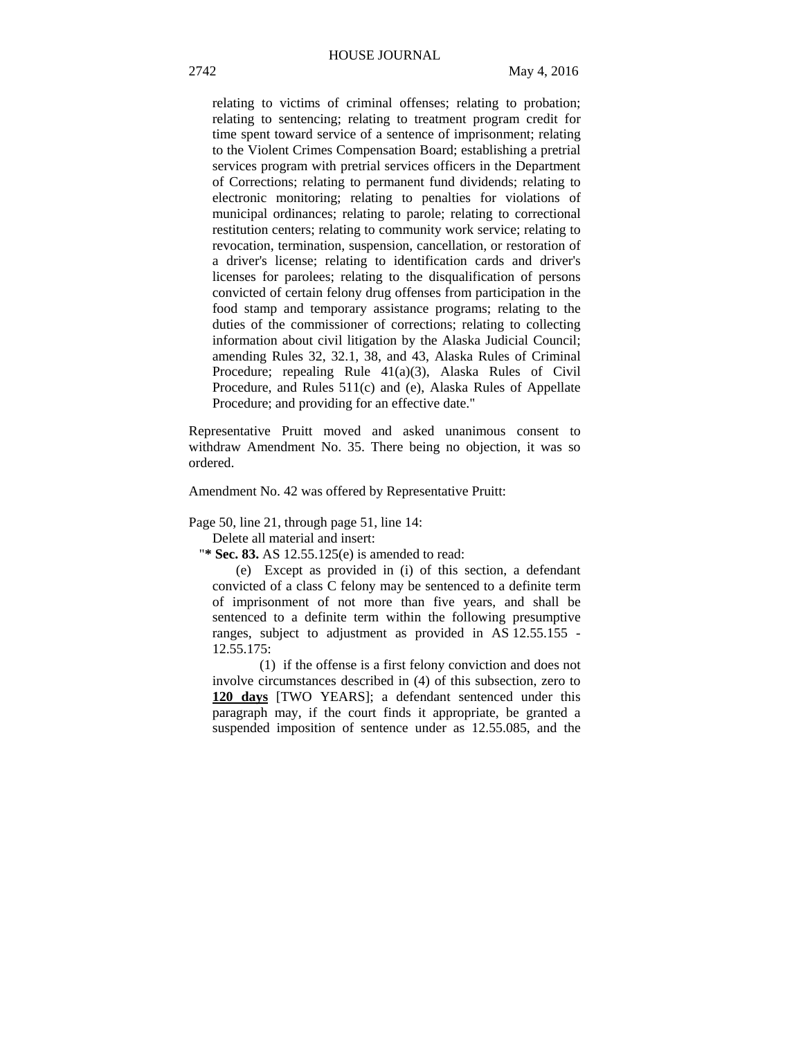relating to victims of criminal offenses; relating to probation; relating to sentencing; relating to treatment program credit for time spent toward service of a sentence of imprisonment; relating to the Violent Crimes Compensation Board; establishing a pretrial services program with pretrial services officers in the Department of Corrections; relating to permanent fund dividends; relating to electronic monitoring; relating to penalties for violations of municipal ordinances; relating to parole; relating to correctional restitution centers; relating to community work service; relating to revocation, termination, suspension, cancellation, or restoration of a driver's license; relating to identification cards and driver's licenses for parolees; relating to the disqualification of persons convicted of certain felony drug offenses from participation in the food stamp and temporary assistance programs; relating to the duties of the commissioner of corrections; relating to collecting information about civil litigation by the Alaska Judicial Council; amending Rules 32, 32.1, 38, and 43, Alaska Rules of Criminal Procedure; repealing Rule 41(a)(3), Alaska Rules of Civil Procedure, and Rules 511(c) and (e), Alaska Rules of Appellate Procedure; and providing for an effective date."

Representative Pruitt moved and asked unanimous consent to withdraw Amendment No. 35. There being no objection, it was so ordered.

Amendment No. 42 was offered by Representative Pruitt:

Page 50, line 21, through page 51, line 14:

Delete all material and insert:

"**\* Sec. 83.** AS 12.55.125(e) is amended to read:

(e) Except as provided in (i) of this section, a defendant convicted of a class C felony may be sentenced to a definite term of imprisonment of not more than five years, and shall be sentenced to a definite term within the following presumptive ranges, subject to adjustment as provided in AS 12.55.155 - 12.55.175:

(1) if the offense is a first felony conviction and does not involve circumstances described in (4) of this subsection, zero to **<u>120 days</u>** [TWO YEARS]; a defendant sentenced under this paragraph may, if the court finds it appropriate, be granted a suspended imposition of sentence under as 12.55.085, and the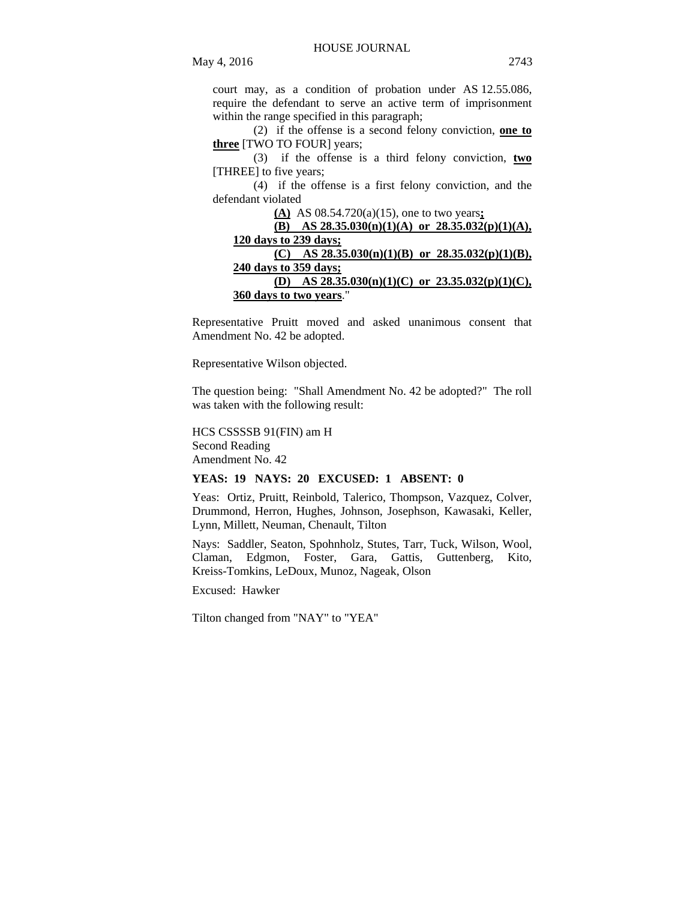court may, as a condition of probation under AS 12.55.086, require the defendant to serve an active term of imprisonment within the range specified in this paragraph;

(2) if the offense is a second felony conviction, **one to three** [TWO TO FOUR] years;

(3) if the offense is a third felony conviction, **two** [THREE] to five years;

(4) if the offense is a first felony conviction, and the defendant violated

**(A)** AS 08.54.720(a)(15), one to two years**;**

**(B) AS 28.35.030(n)(1)(A) or 28.35.032(p)(1)(A), 120 days to 239 days;**

**(C) AS 28.35.030(n)(1)(B) or 28.35.032(p)(1)(B), 240 days to 359 days;**

**(D) AS 28.35.030(n)(1)(C) or 23.35.032(p)(1)(C), 360 days to two years**."

Representative Pruitt moved and asked unanimous consent that Amendment No. 42 be adopted.

Representative Wilson objected.

The question being: "Shall Amendment No. 42 be adopted?" The roll was taken with the following result:

HCS CSSSSB 91(FIN) am H
Second Reading
Amendment No. 42

**YEAS: 19 NAYS: 20 EXCUSED: 1 ABSENT: 0**

Yeas: Ortiz, Pruitt, Reinbold, Talerico, Thompson, Vazquez, Colver, Drummond, Herron, Hughes, Johnson, Josephson, Kawasaki, Keller, Lynn, Millett, Neuman, Chenault, Tilton

Nays: Saddler, Seaton, Spohnholz, Stutes, Tarr, Tuck, Wilson, Wool, Claman, Edgmon, Foster, Gara, Gattis, Guttenberg, Kito, Kreiss-Tomkins, LeDoux, Munoz, Nageak, Olson

Excused: Hawker

Tilton changed from "NAY" to "YEA"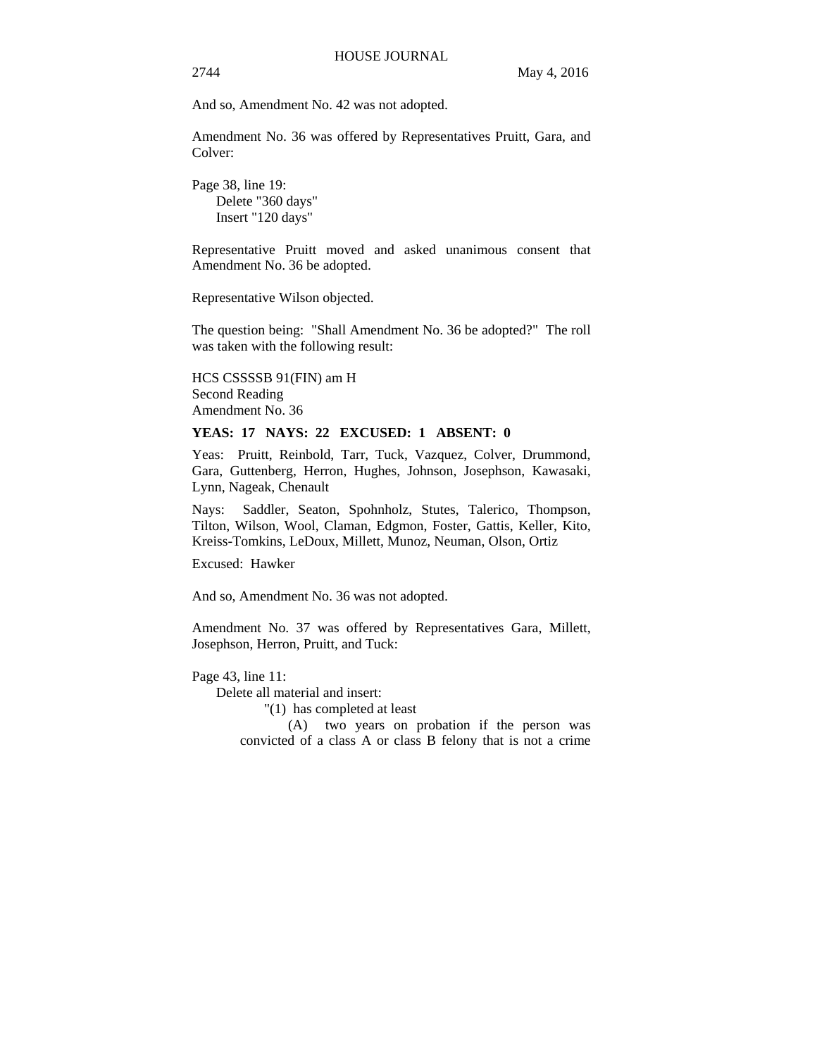And so, Amendment No. 42 was not adopted.

Amendment No. 36 was offered by Representatives Pruitt, Gara, and Colver:

Page 38, line 19:
Delete "360 days"
Insert "120 days"

Representative Pruitt moved and asked unanimous consent that Amendment No. 36 be adopted.

Representative Wilson objected.

The question being: "Shall Amendment No. 36 be adopted?" The roll was taken with the following result:

HCS CSSSSB 91(FIN) am H
Second Reading
Amendment No. 36

**YEAS: 17 NAYS: 22 EXCUSED: 1 ABSENT: 0**

Yeas: Pruitt, Reinbold, Tarr, Tuck, Vazquez, Colver, Drummond, Gara, Guttenberg, Herron, Hughes, Johnson, Josephson, Kawasaki, Lynn, Nageak, Chenault

Nays: Saddler, Seaton, Spohnholz, Stutes, Talerico, Thompson, Tilton, Wilson, Wool, Claman, Edgmon, Foster, Gattis, Keller, Kito, Kreiss-Tomkins, LeDoux, Millett, Munoz, Neuman, Olson, Ortiz

Excused: Hawker

And so, Amendment No. 36 was not adopted.

Amendment No. 37 was offered by Representatives Gara, Millett, Josephson, Herron, Pruitt, and Tuck:

Page 43, line 11:
Delete all material and insert:
"(1) has completed at least
(A) two years on probation if the person was convicted of a class A or class B felony that is not a crime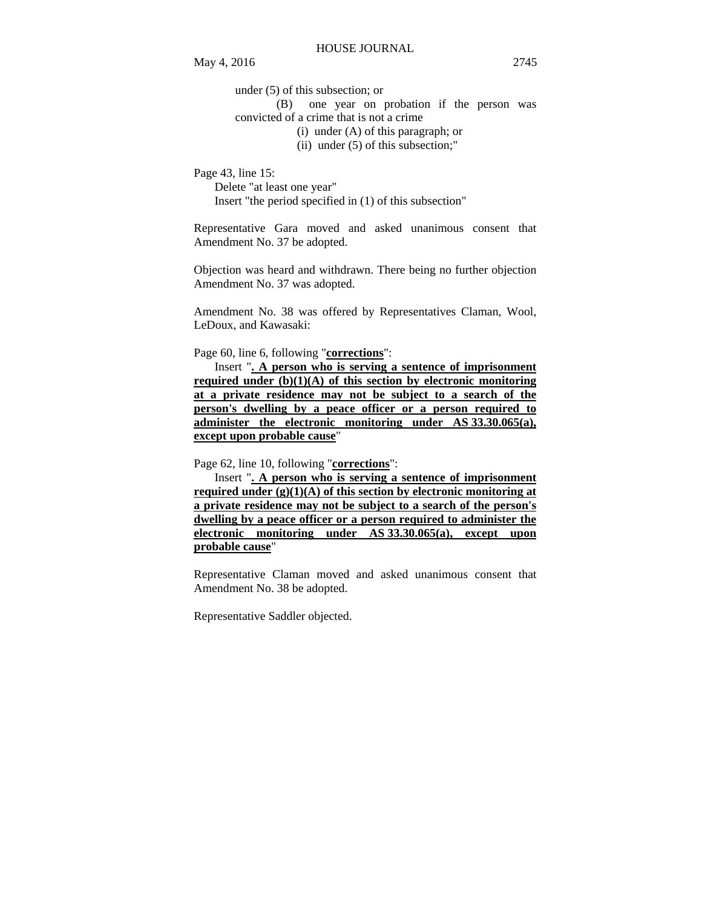under (5) of this subsection; or

(B) one year on probation if the person was convicted of a crime that is not a crime

(i) under (A) of this paragraph; or

(ii) under (5) of this subsection;"

Page 43, line 15:

Delete "at least one year"

Insert "the period specified in (1) of this subsection"

Representative Gara moved and asked unanimous consent that Amendment No. 37 be adopted.

Objection was heard and withdrawn. There being no further objection Amendment No. 37 was adopted.

Amendment No. 38 was offered by Representatives Claman, Wool, LeDoux, and Kawasaki:

Page 60, line 6, following "**corrections**":

Insert "**. A person who is serving a sentence of imprisonment required under (b)(1)(A) of this section by electronic monitoring at a private residence may not be subject to a search of the person's dwelling by a peace officer or a person required to administer the electronic monitoring under AS 33.30.065(a), except upon probable cause**"

Page 62, line 10, following "**corrections**":

Insert "**. A person who is serving a sentence of imprisonment required under (g)(1)(A) of this section by electronic monitoring at a private residence may not be subject to a search of the person's dwelling by a peace officer or a person required to administer the electronic monitoring under AS 33.30.065(a), except upon probable cause**"

Representative Claman moved and asked unanimous consent that Amendment No. 38 be adopted.

Representative Saddler objected.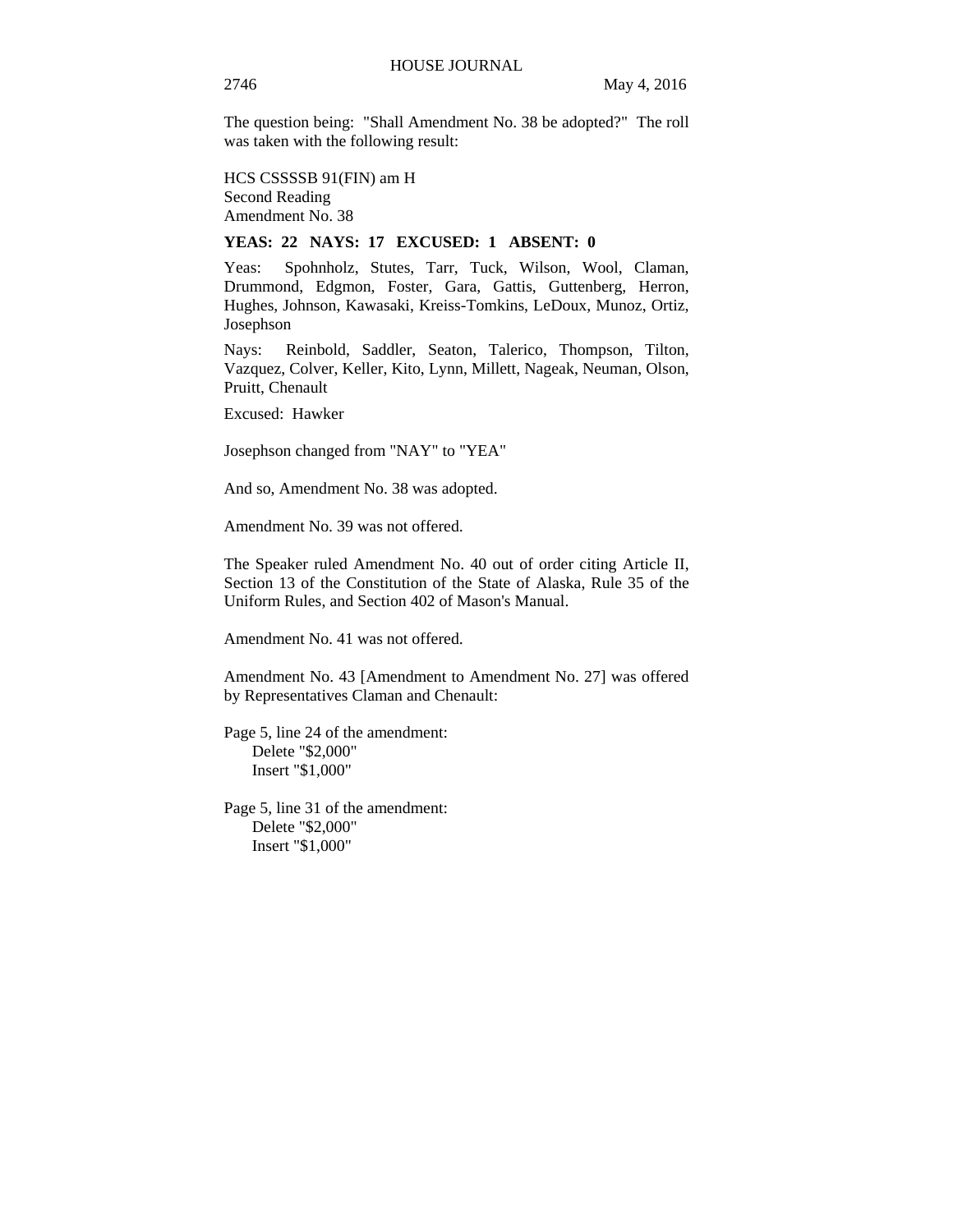The question being: "Shall Amendment No. 38 be adopted?" The roll was taken with the following result:

HCS CSSSSB 91(FIN) am H
Second Reading
Amendment No. 38

**YEAS: 22 NAYS: 17 EXCUSED: 1 ABSENT: 0**

Yeas: Spohnholz, Stutes, Tarr, Tuck, Wilson, Wool, Claman, Drummond, Edgmon, Foster, Gara, Gattis, Guttenberg, Herron, Hughes, Johnson, Kawasaki, Kreiss-Tomkins, LeDoux, Munoz, Ortiz, Josephson

Nays: Reinbold, Saddler, Seaton, Talerico, Thompson, Tilton, Vazquez, Colver, Keller, Kito, Lynn, Millett, Nageak, Neuman, Olson, Pruitt, Chenault

Excused: Hawker

Josephson changed from "NAY" to "YEA"

And so, Amendment No. 38 was adopted.

Amendment No. 39 was not offered.

The Speaker ruled Amendment No. 40 out of order citing Article II, Section 13 of the Constitution of the State of Alaska, Rule 35 of the Uniform Rules, and Section 402 of Mason's Manual.

Amendment No. 41 was not offered.

Amendment No. 43 [Amendment to Amendment No. 27] was offered by Representatives Claman and Chenault:

Page 5, line 24 of the amendment:
Delete "$2,000"
Insert "$1,000"

Page 5, line 31 of the amendment:
Delete "$2,000"
Insert "$1,000"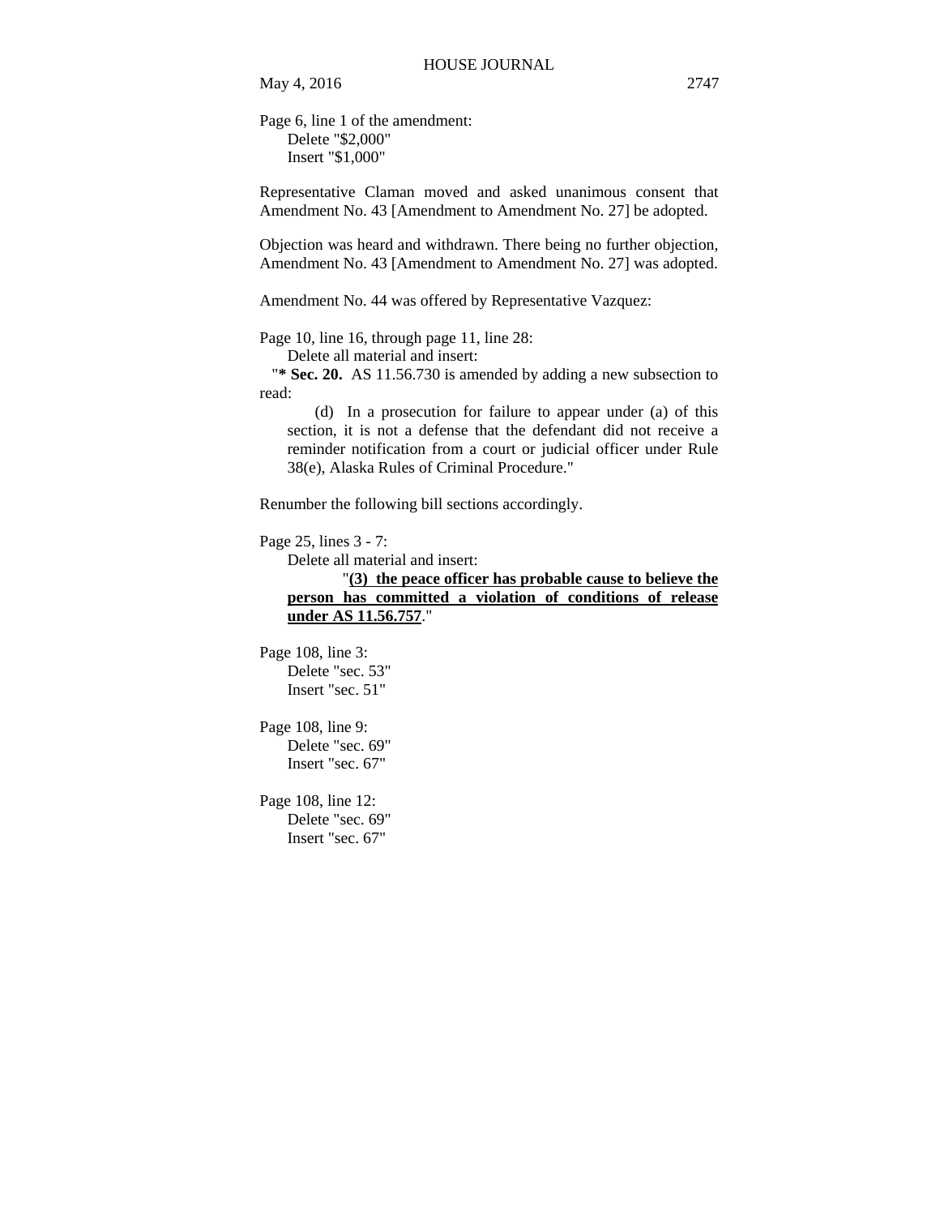Page 6, line 1 of the amendment:

Delete "$2,000"

Insert "$1,000"

Representative Claman moved and asked unanimous consent that Amendment No. 43 [Amendment to Amendment No. 27] be adopted.

Objection was heard and withdrawn. There being no further objection, Amendment No. 43 [Amendment to Amendment No. 27] was adopted.

Amendment No. 44 was offered by Representative Vazquez:

Page 10, line 16, through page 11, line 28:

Delete all material and insert:

"**\* Sec. 20.** AS 11.56.730 is amended by adding a new subsection to read:

(d) In a prosecution for failure to appear under (a) of this section, it is not a defense that the defendant did not receive a reminder notification from a court or judicial officer under Rule 38(e), Alaska Rules of Criminal Procedure."

Renumber the following bill sections accordingly.

Page 25, lines 3 - 7:

Delete all material and insert:

"**<u>(3) the peace officer has probable cause to believe the person has committed a violation of conditions of release under AS 11.56.757</u>**."

Page 108, line 3:

Delete "sec. 53"

Insert "sec. 51"

Page 108, line 9:

Delete "sec. 69"

Insert "sec. 67"

Page 108, line 12:

Delete "sec. 69"

Insert "sec. 67"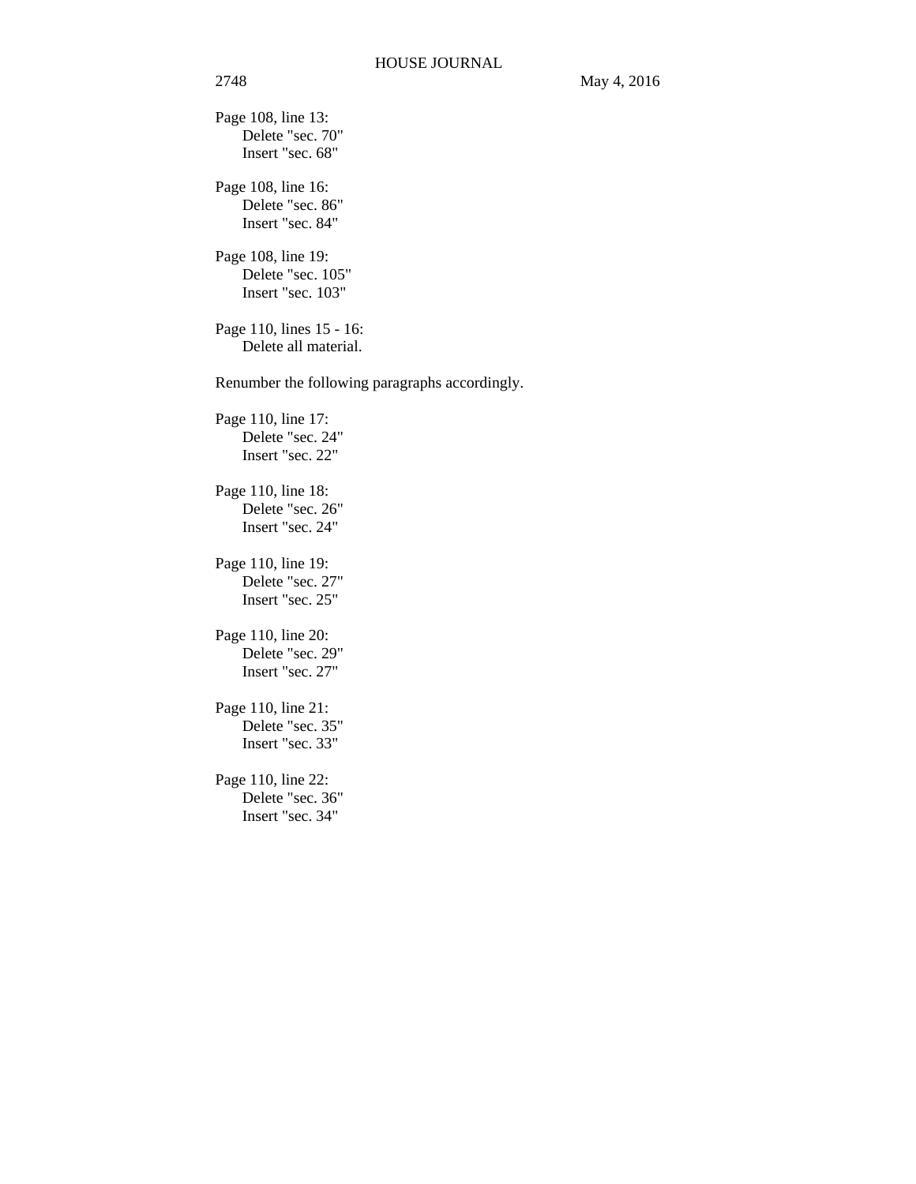Page 108, line 13:
Delete "sec. 70"
Insert "sec. 68"

Page 108, line 16:
Delete "sec. 86"
Insert "sec. 84"

Page 108, line 19:
Delete "sec. 105"
Insert "sec. 103"

Page 110, lines 15 - 16:
Delete all material.

Renumber the following paragraphs accordingly.

Page 110, line 17:
Delete "sec. 24"
Insert "sec. 22"

Page 110, line 18:
Delete "sec. 26"
Insert "sec. 24"

Page 110, line 19:
Delete "sec. 27"
Insert "sec. 25"

Page 110, line 20:
Delete "sec. 29"
Insert "sec. 27"

Page 110, line 21:
Delete "sec. 35"
Insert "sec. 33"

Page 110, line 22:
Delete "sec. 36"
Insert "sec. 34"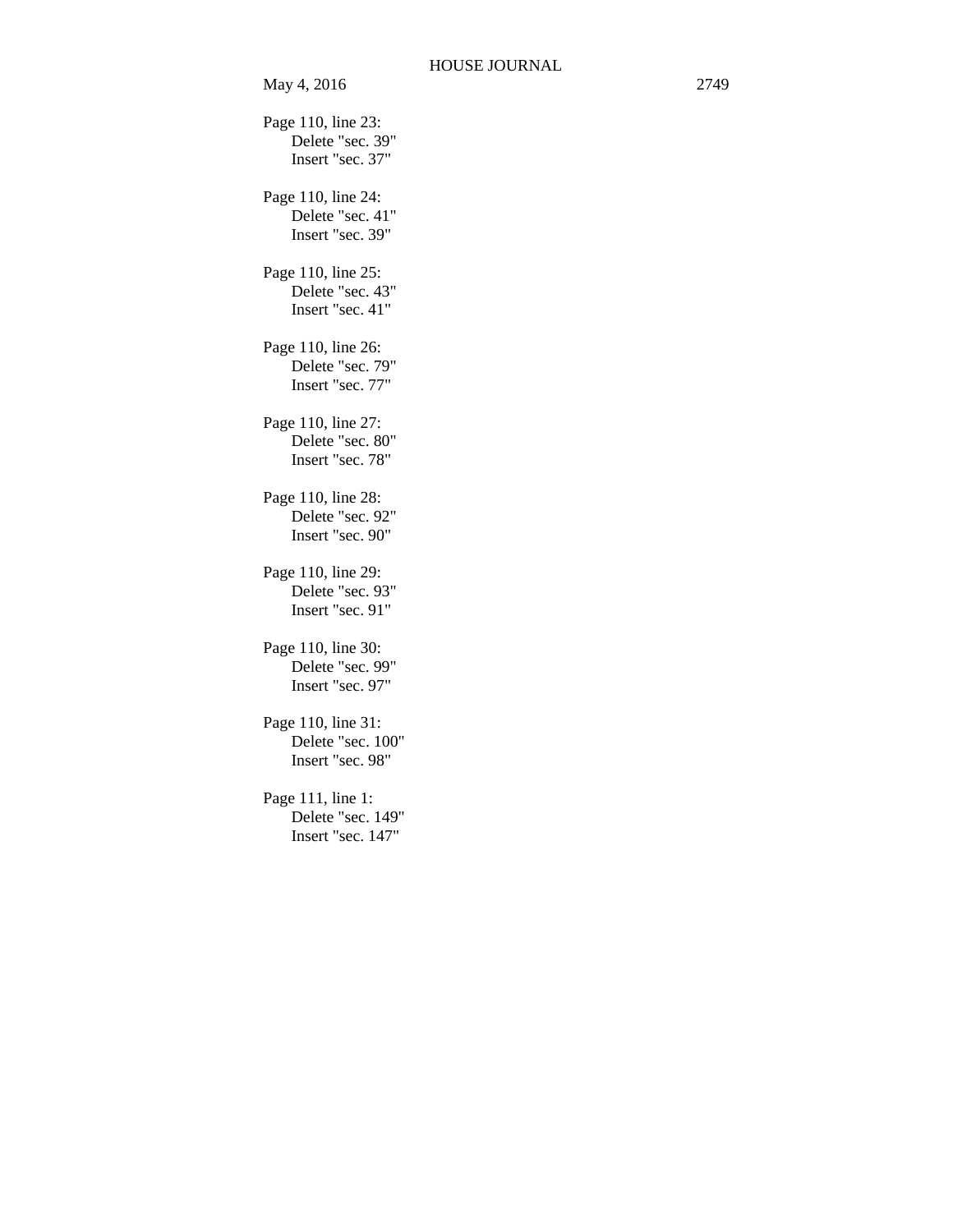Page 110, line 23:
Delete "sec. 39"
Insert "sec. 37"

Page 110, line 24:
Delete "sec. 41"
Insert "sec. 39"

Page 110, line 25:
Delete "sec. 43"
Insert "sec. 41"

Page 110, line 26:
Delete "sec. 79"
Insert "sec. 77"

Page 110, line 27:
Delete "sec. 80"
Insert "sec. 78"

Page 110, line 28:
Delete "sec. 92"
Insert "sec. 90"

Page 110, line 29:
Delete "sec. 93"
Insert "sec. 91"

Page 110, line 30:
Delete "sec. 99"
Insert "sec. 97"

Page 110, line 31:
Delete "sec. 100"
Insert "sec. 98"

Page 111, line 1:
Delete "sec. 149"
Insert "sec. 147"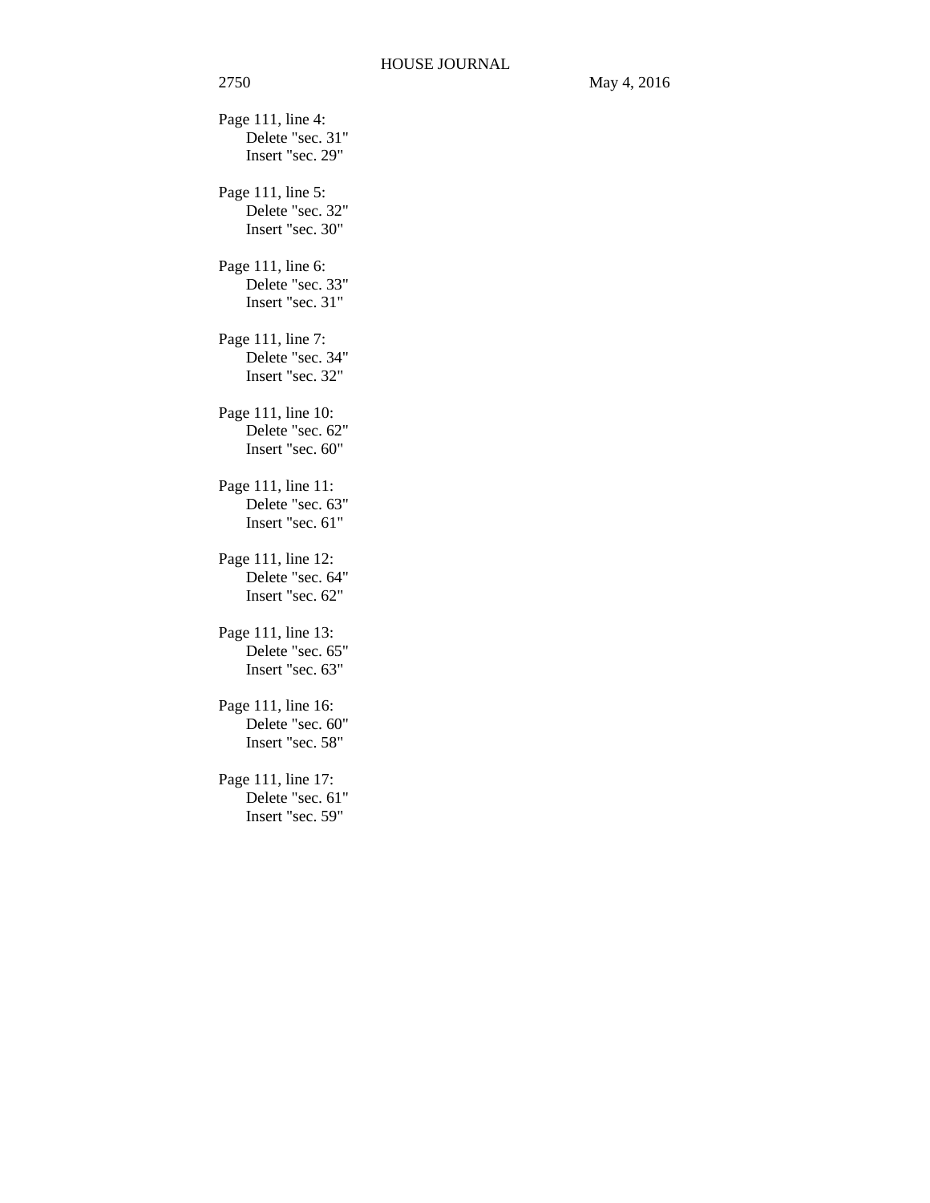Page 111, line 4:
Delete "sec. 31"
Insert "sec. 29"

Page 111, line 5:
Delete "sec. 32"
Insert "sec. 30"

Page 111, line 6:
Delete "sec. 33"
Insert "sec. 31"

Page 111, line 7:
Delete "sec. 34"
Insert "sec. 32"

Page 111, line 10:
Delete "sec. 62"
Insert "sec. 60"

Page 111, line 11:
Delete "sec. 63"
Insert "sec. 61"

Page 111, line 12:
Delete "sec. 64"
Insert "sec. 62"

Page 111, line 13:
Delete "sec. 65"
Insert "sec. 63"

Page 111, line 16:
Delete "sec. 60"
Insert "sec. 58"

Page 111, line 17:
Delete "sec. 61"
Insert "sec. 59"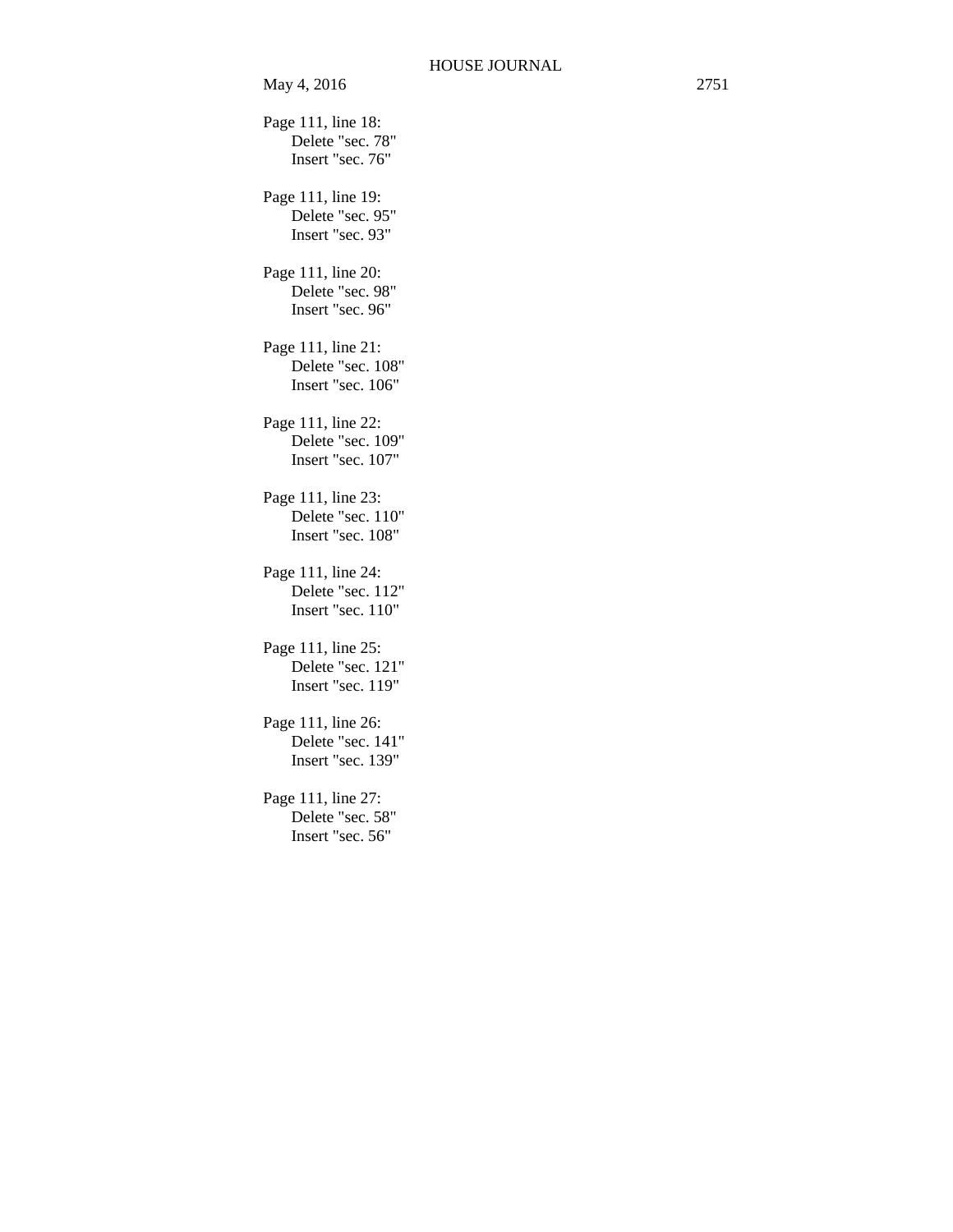Page 111, line 18:
Delete "sec. 78"
Insert "sec. 76"

Page 111, line 19:
Delete "sec. 95"
Insert "sec. 93"

Page 111, line 20:
Delete "sec. 98"
Insert "sec. 96"

Page 111, line 21:
Delete "sec. 108"
Insert "sec. 106"

Page 111, line 22:
Delete "sec. 109"
Insert "sec. 107"

Page 111, line 23:
Delete "sec. 110"
Insert "sec. 108"

Page 111, line 24:
Delete "sec. 112"
Insert "sec. 110"

Page 111, line 25:
Delete "sec. 121"
Insert "sec. 119"

Page 111, line 26:
Delete "sec. 141"
Insert "sec. 139"

Page 111, line 27:
Delete "sec. 58"
Insert "sec. 56"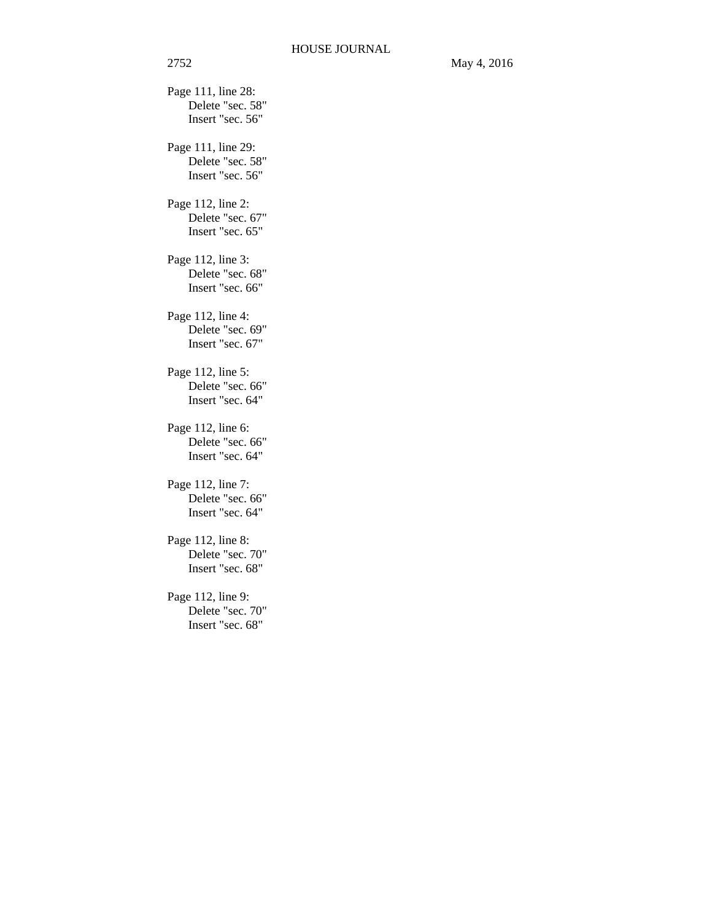Page 111, line 28:
Delete "sec. 58"
Insert "sec. 56"

Page 111, line 29:
Delete "sec. 58"
Insert "sec. 56"

Page 112, line 2:
Delete "sec. 67"
Insert "sec. 65"

Page 112, line 3:
Delete "sec. 68"
Insert "sec. 66"

Page 112, line 4:
Delete "sec. 69"
Insert "sec. 67"

Page 112, line 5:
Delete "sec. 66"
Insert "sec. 64"

Page 112, line 6:
Delete "sec. 66"
Insert "sec. 64"

Page 112, line 7:
Delete "sec. 66"
Insert "sec. 64"

Page 112, line 8:
Delete "sec. 70"
Insert "sec. 68"

Page 112, line 9:
Delete "sec. 70"
Insert "sec. 68"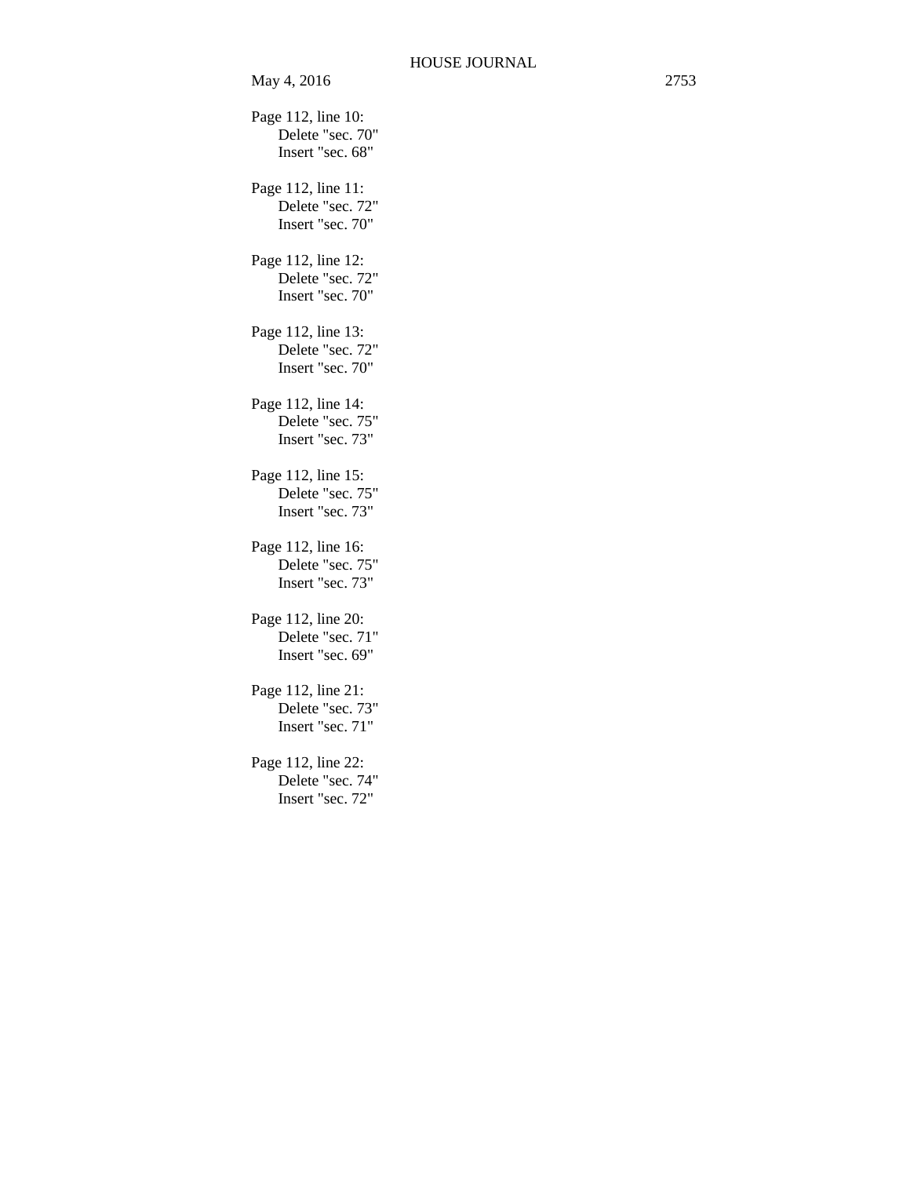Page 112, line 10:
Delete "sec. 70"
Insert "sec. 68"

Page 112, line 11:
Delete "sec. 72"
Insert "sec. 70"

Page 112, line 12:
Delete "sec. 72"
Insert "sec. 70"

Page 112, line 13:
Delete "sec. 72"
Insert "sec. 70"

Page 112, line 14:
Delete "sec. 75"
Insert "sec. 73"

Page 112, line 15:
Delete "sec. 75"
Insert "sec. 73"

Page 112, line 16:
Delete "sec. 75"
Insert "sec. 73"

Page 112, line 20:
Delete "sec. 71"
Insert "sec. 69"

Page 112, line 21:
Delete "sec. 73"
Insert "sec. 71"

Page 112, line 22:
Delete "sec. 74"
Insert "sec. 72"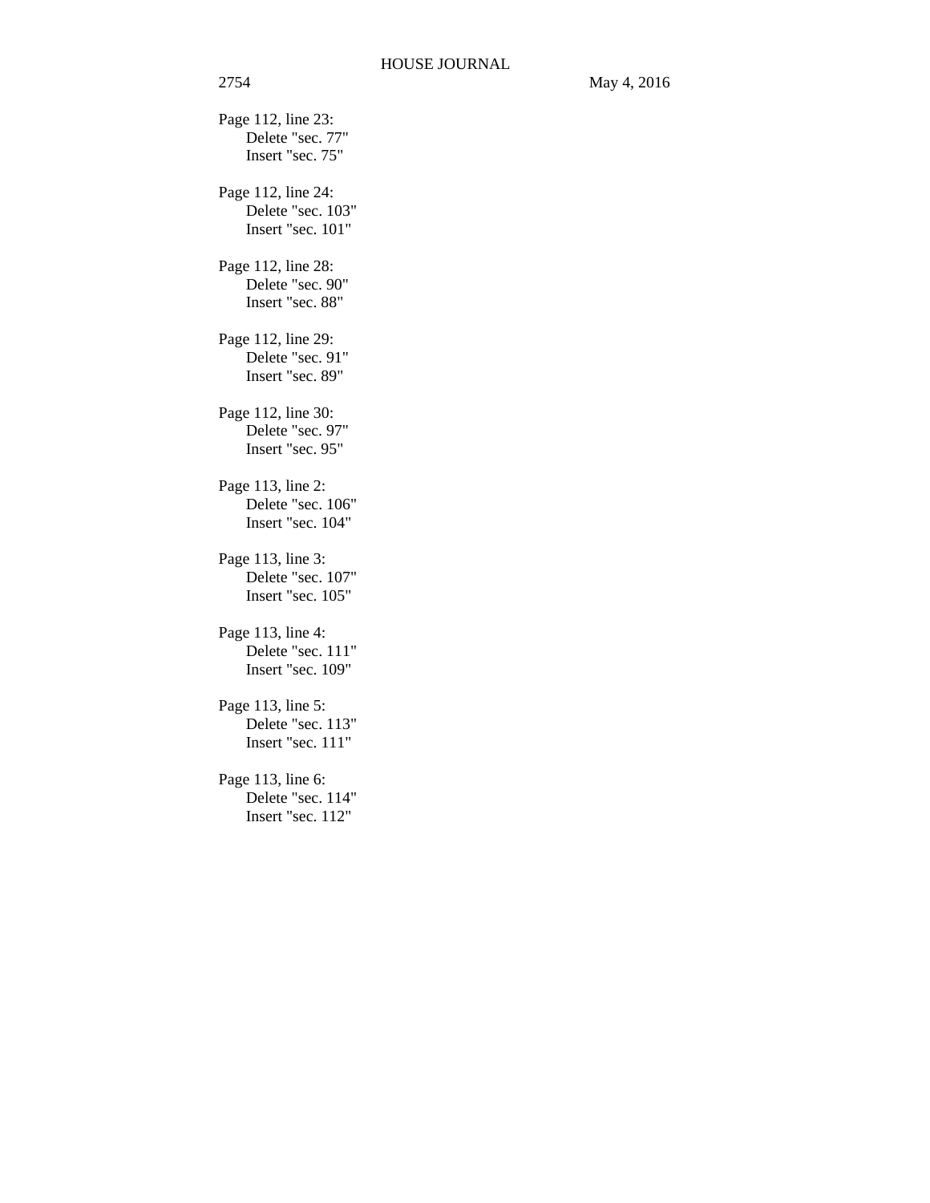Page 112, line 23:
    Delete "sec. 77"
    Insert "sec. 75"

Page 112, line 24:
    Delete "sec. 103"
    Insert "sec. 101"

Page 112, line 28:
    Delete "sec. 90"
    Insert "sec. 88"

Page 112, line 29:
    Delete "sec. 91"
    Insert "sec. 89"

Page 112, line 30:
    Delete "sec. 97"
    Insert "sec. 95"

Page 113, line 2:
    Delete "sec. 106"
    Insert "sec. 104"

Page 113, line 3:
    Delete "sec. 107"
    Insert "sec. 105"

Page 113, line 4:
    Delete "sec. 111"
    Insert "sec. 109"

Page 113, line 5:
    Delete "sec. 113"
    Insert "sec. 111"

Page 113, line 6:
    Delete "sec. 114"
    Insert "sec. 112"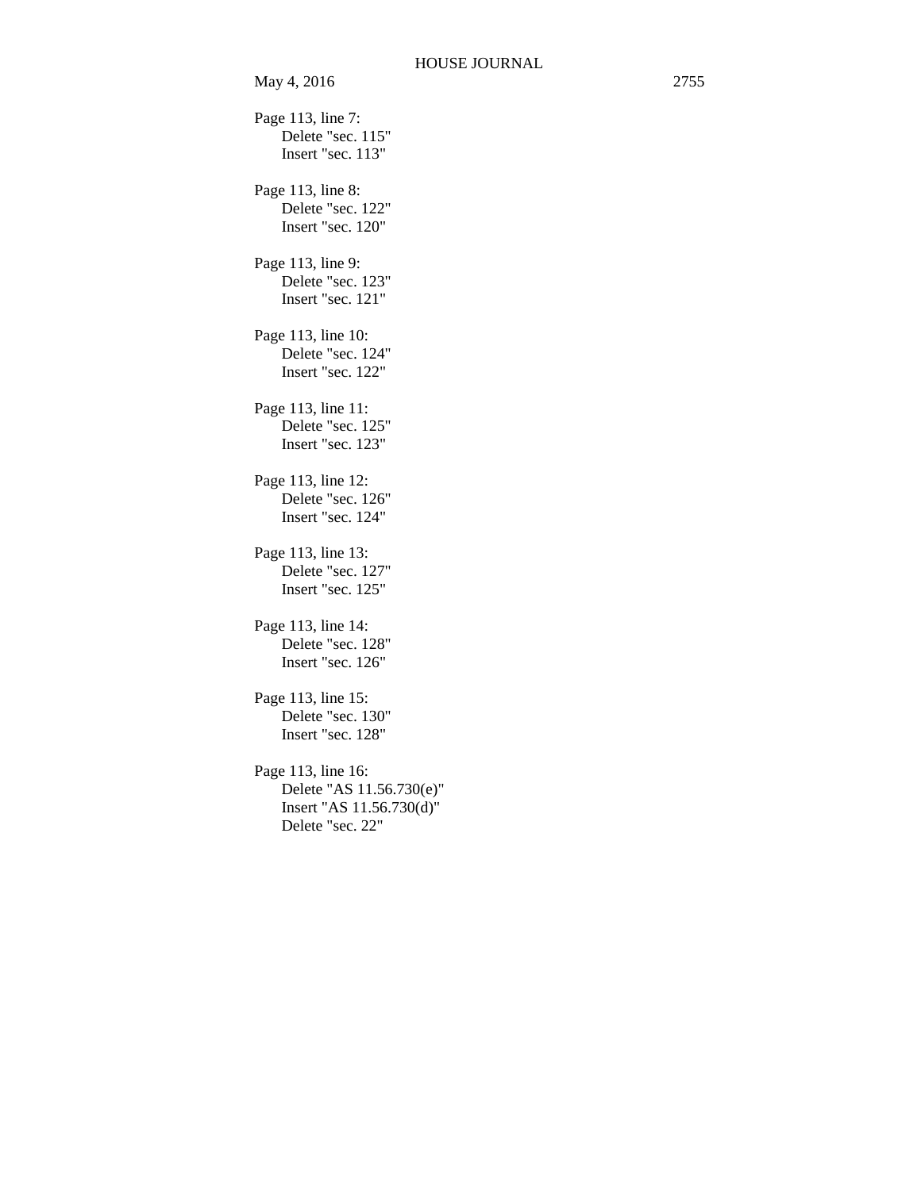Page 113, line 7:
Delete "sec. 115"
Insert "sec. 113"

Page 113, line 8:
Delete "sec. 122"
Insert "sec. 120"

Page 113, line 9:
Delete "sec. 123"
Insert "sec. 121"

Page 113, line 10:
Delete "sec. 124"
Insert "sec. 122"

Page 113, line 11:
Delete "sec. 125"
Insert "sec. 123"

Page 113, line 12:
Delete "sec. 126"
Insert "sec. 124"

Page 113, line 13:
Delete "sec. 127"
Insert "sec. 125"

Page 113, line 14:
Delete "sec. 128"
Insert "sec. 126"

Page 113, line 15:
Delete "sec. 130"
Insert "sec. 128"

Page 113, line 16:
Delete "AS 11.56.730(e)"
Insert "AS 11.56.730(d)"
Delete "sec. 22"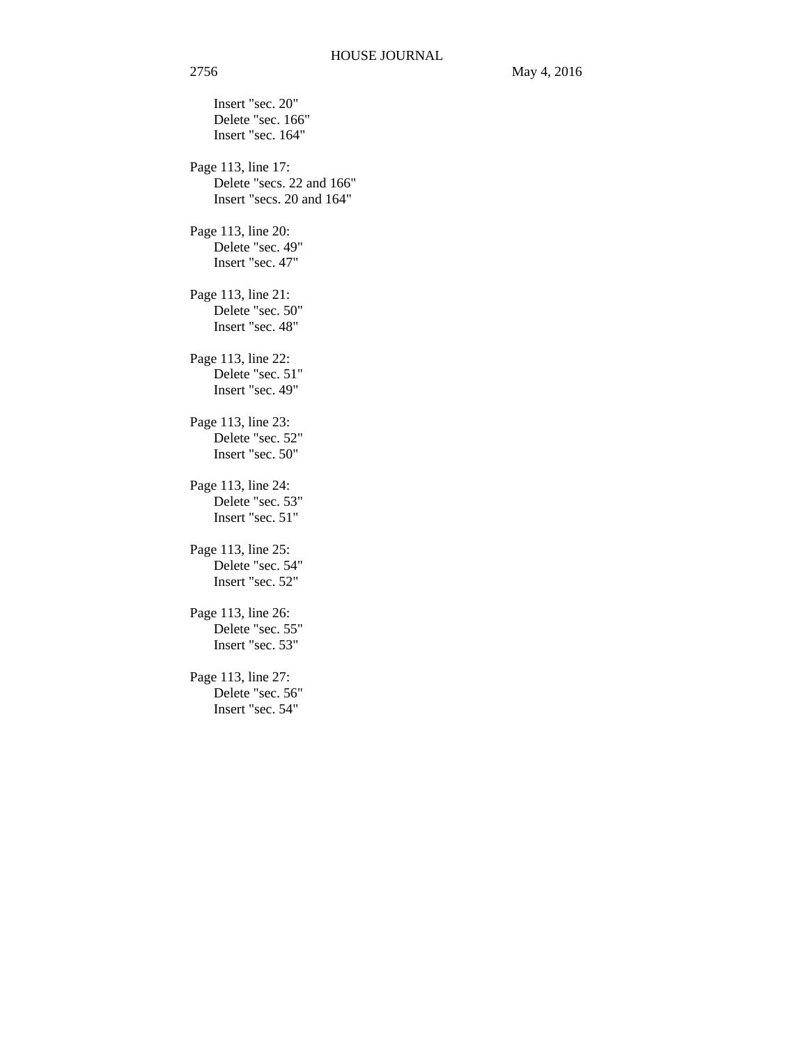Insert "sec. 20"
Delete "sec. 166"
Insert "sec. 164"

Page 113, line 17:
Delete "secs. 22 and 166"
Insert "secs. 20 and 164"

Page 113, line 20:
Delete "sec. 49"
Insert "sec. 47"

Page 113, line 21:
Delete "sec. 50"
Insert "sec. 48"

Page 113, line 22:
Delete "sec. 51"
Insert "sec. 49"

Page 113, line 23:
Delete "sec. 52"
Insert "sec. 50"

Page 113, line 24:
Delete "sec. 53"
Insert "sec. 51"

Page 113, line 25:
Delete "sec. 54"
Insert "sec. 52"

Page 113, line 26:
Delete "sec. 55"
Insert "sec. 53"

Page 113, line 27:
Delete "sec. 56"
Insert "sec. 54"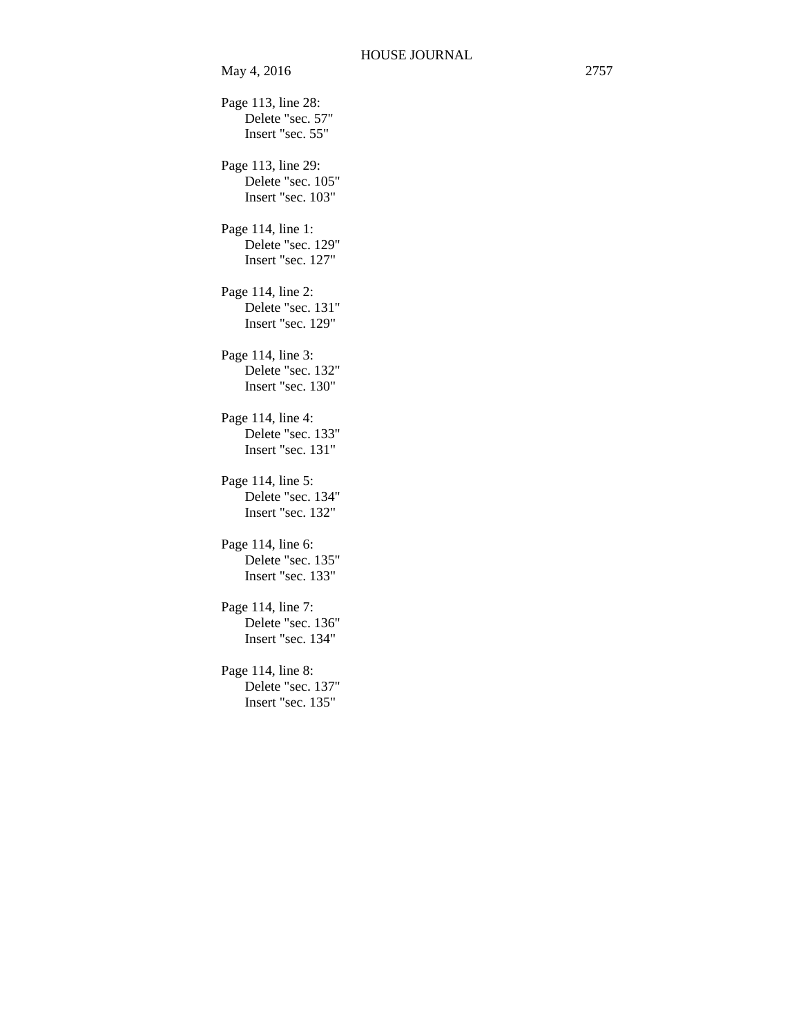Page 113, line 28:
Delete "sec. 57"
Insert "sec. 55"

Page 113, line 29:
Delete "sec. 105"
Insert "sec. 103"

Page 114, line 1:
Delete "sec. 129"
Insert "sec. 127"

Page 114, line 2:
Delete "sec. 131"
Insert "sec. 129"

Page 114, line 3:
Delete "sec. 132"
Insert "sec. 130"

Page 114, line 4:
Delete "sec. 133"
Insert "sec. 131"

Page 114, line 5:
Delete "sec. 134"
Insert "sec. 132"

Page 114, line 6:
Delete "sec. 135"
Insert "sec. 133"

Page 114, line 7:
Delete "sec. 136"
Insert "sec. 134"

Page 114, line 8:
Delete "sec. 137"
Insert "sec. 135"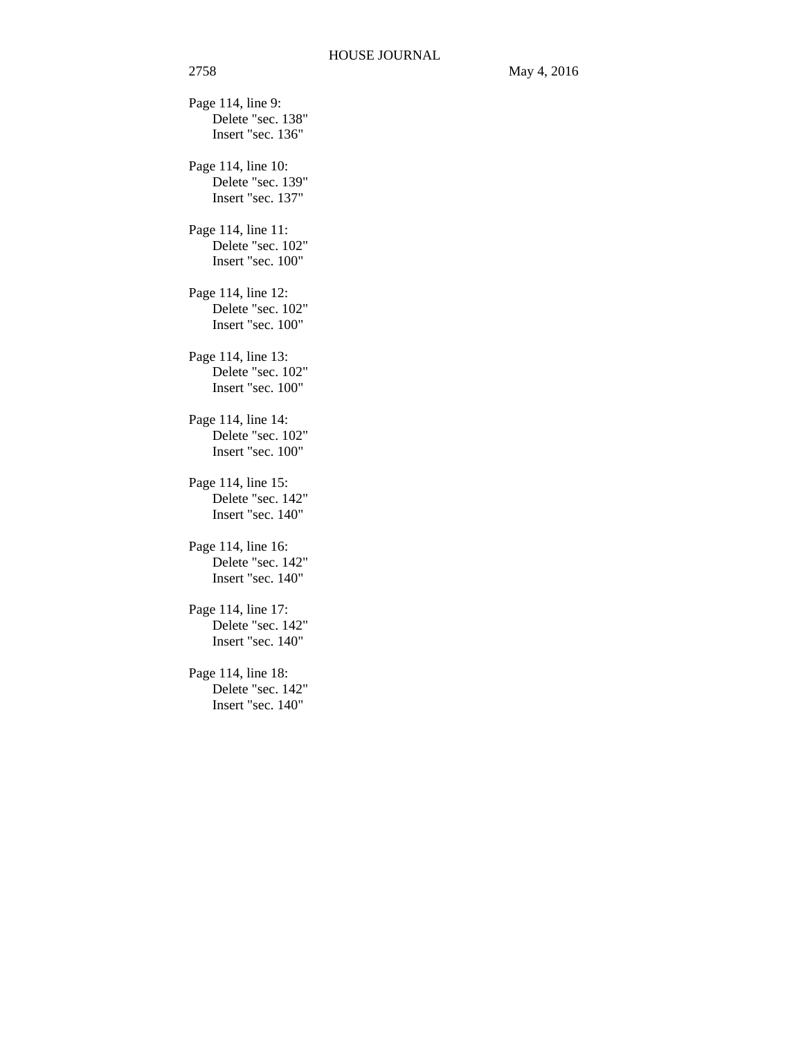Page 114, line 9:
Delete "sec. 138"
Insert "sec. 136"

Page 114, line 10:
Delete "sec. 139"
Insert "sec. 137"

Page 114, line 11:
Delete "sec. 102"
Insert "sec. 100"

Page 114, line 12:
Delete "sec. 102"
Insert "sec. 100"

Page 114, line 13:
Delete "sec. 102"
Insert "sec. 100"

Page 114, line 14:
Delete "sec. 102"
Insert "sec. 100"

Page 114, line 15:
Delete "sec. 142"
Insert "sec. 140"

Page 114, line 16:
Delete "sec. 142"
Insert "sec. 140"

Page 114, line 17:
Delete "sec. 142"
Insert "sec. 140"

Page 114, line 18:
Delete "sec. 142"
Insert "sec. 140"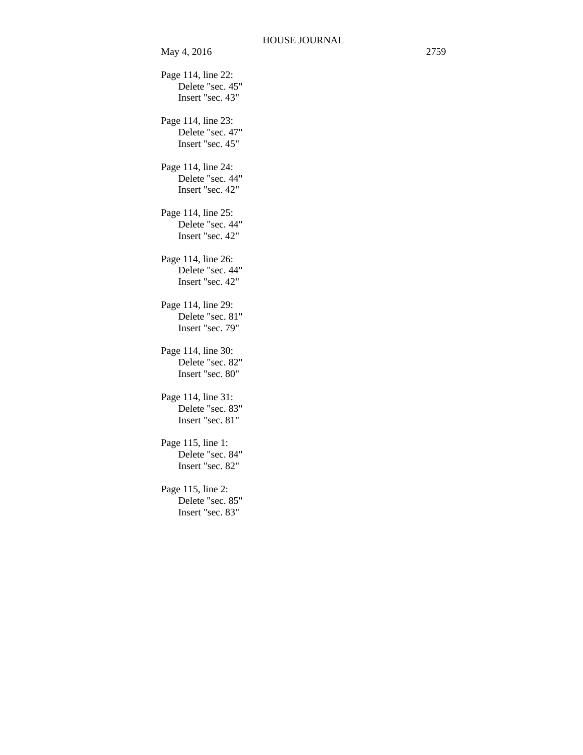Page 114, line 22:
Delete "sec. 45"
Insert "sec. 43"

Page 114, line 23:
Delete "sec. 47"
Insert "sec. 45"

Page 114, line 24:
Delete "sec. 44"
Insert "sec. 42"

Page 114, line 25:
Delete "sec. 44"
Insert "sec. 42"

Page 114, line 26:
Delete "sec. 44"
Insert "sec. 42"

Page 114, line 29:
Delete "sec. 81"
Insert "sec. 79"

Page 114, line 30:
Delete "sec. 82"
Insert "sec. 80"

Page 114, line 31:
Delete "sec. 83"
Insert "sec. 81"

Page 115, line 1:
Delete "sec. 84"
Insert "sec. 82"

Page 115, line 2:
Delete "sec. 85"
Insert "sec. 83"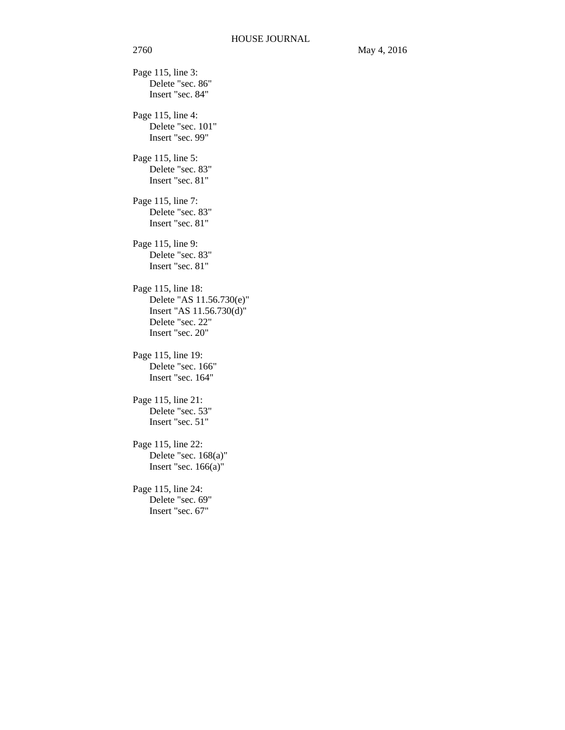Page 115, line 3:
Delete "sec. 86"
Insert "sec. 84"

Page 115, line 4:
Delete "sec. 101"
Insert "sec. 99"

Page 115, line 5:
Delete "sec. 83"
Insert "sec. 81"

Page 115, line 7:
Delete "sec. 83"
Insert "sec. 81"

Page 115, line 9:
Delete "sec. 83"
Insert "sec. 81"

Page 115, line 18:
Delete "AS 11.56.730(e)"
Insert "AS 11.56.730(d)"
Delete "sec. 22"
Insert "sec. 20"

Page 115, line 19:
Delete "sec. 166"
Insert "sec. 164"

Page 115, line 21:
Delete "sec. 53"
Insert "sec. 51"

Page 115, line 22:
Delete "sec. 168(a)"
Insert "sec. 166(a)"

Page 115, line 24:
Delete "sec. 69"
Insert "sec. 67"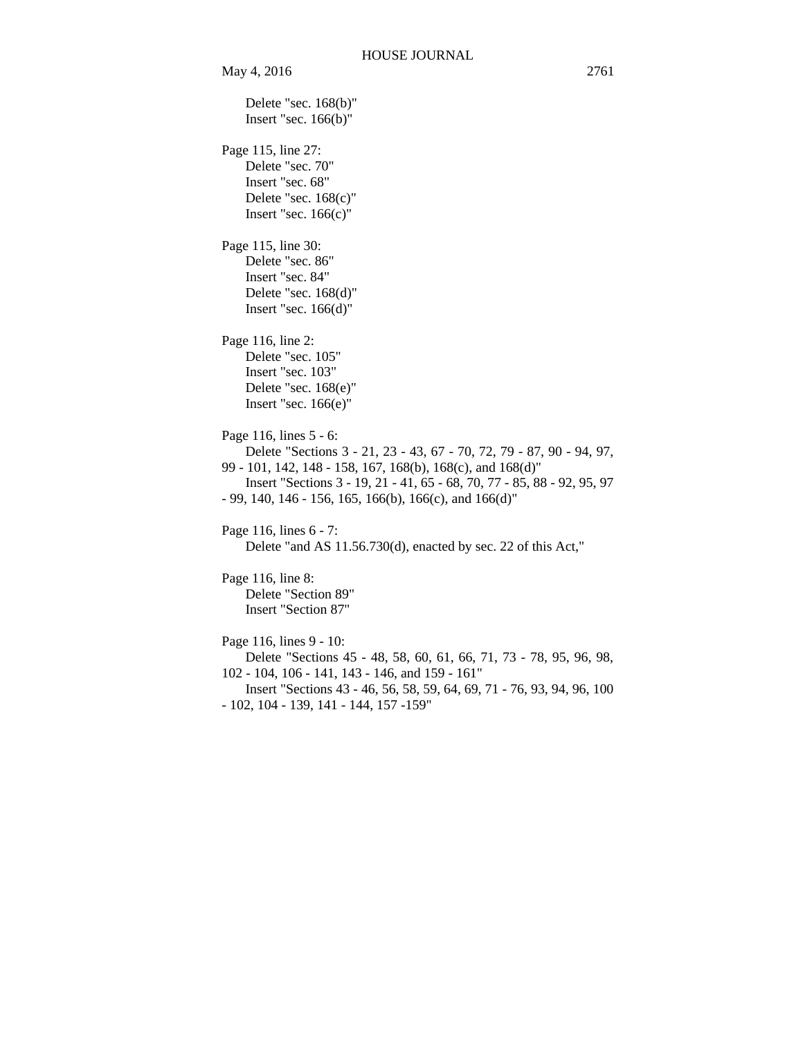Delete "sec. 168(b)"
Insert "sec. 166(b)"

Page 115, line 27:
Delete "sec. 70"
Insert "sec. 68"
Delete "sec. 168(c)"
Insert "sec. 166(c)"

Page 115, line 30:
Delete "sec. 86"
Insert "sec. 84"
Delete "sec. 168(d)"
Insert "sec. 166(d)"

Page 116, line 2:
Delete "sec. 105"
Insert "sec. 103"
Delete "sec. 168(e)"
Insert "sec. 166(e)"

Page 116, lines 5 - 6:
Delete "Sections 3 - 21, 23 - 43, 67 - 70, 72, 79 - 87, 90 - 94, 97, 99 - 101, 142, 148 - 158, 167, 168(b), 168(c), and 168(d)"
Insert "Sections 3 - 19, 21 - 41, 65 - 68, 70, 77 - 85, 88 - 92, 95, 97 - 99, 140, 146 - 156, 165, 166(b), 166(c), and 166(d)"

Page 116, lines 6 - 7:
Delete "and AS 11.56.730(d), enacted by sec. 22 of this Act,"

Page 116, line 8:
Delete "Section 89"
Insert "Section 87"

Page 116, lines 9 - 10:
Delete "Sections 45 - 48, 58, 60, 61, 66, 71, 73 - 78, 95, 96, 98, 102 - 104, 106 - 141, 143 - 146, and 159 - 161"
Insert "Sections 43 - 46, 56, 58, 59, 64, 69, 71 - 76, 93, 94, 96, 100 - 102, 104 - 139, 141 - 144, 157 -159"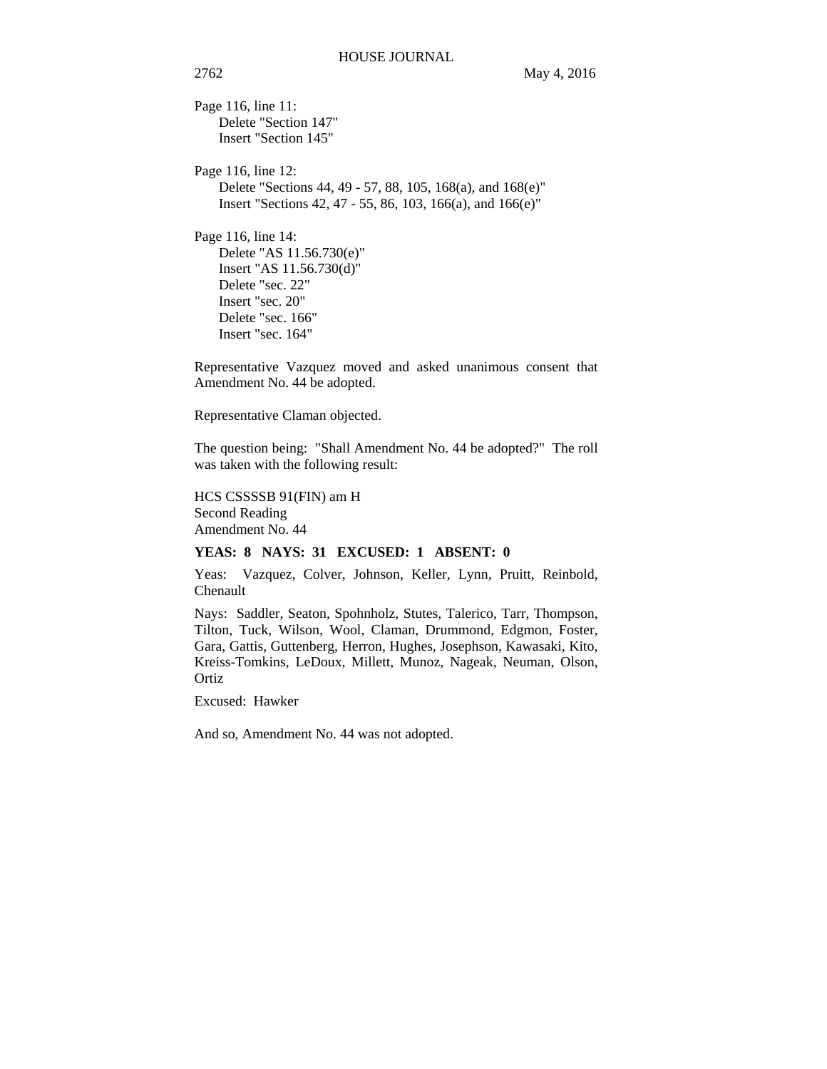Page 116, line 11:
    Delete "Section 147"
    Insert "Section 145"

Page 116, line 12:
    Delete "Sections 44, 49 - 57, 88, 105, 168(a), and 168(e)"
    Insert "Sections 42, 47 - 55, 86, 103, 166(a), and 166(e)"

Page 116, line 14:
    Delete "AS 11.56.730(e)"
    Insert "AS 11.56.730(d)"
    Delete "sec. 22"
    Insert "sec. 20"
    Delete "sec. 166"
    Insert "sec. 164"

Representative Vazquez moved and asked unanimous consent that Amendment No. 44 be adopted.

Representative Claman objected.

The question being: "Shall Amendment No. 44 be adopted?" The roll was taken with the following result:

HCS CSSSSB 91(FIN) am H
Second Reading
Amendment No. 44

**YEAS: 8 NAYS: 31 EXCUSED: 1 ABSENT: 0**

Yeas: Vazquez, Colver, Johnson, Keller, Lynn, Pruitt, Reinbold, Chenault

Nays: Saddler, Seaton, Spohnholz, Stutes, Talerico, Tarr, Thompson, Tilton, Tuck, Wilson, Wool, Claman, Drummond, Edgmon, Foster, Gara, Gattis, Guttenberg, Herron, Hughes, Josephson, Kawasaki, Kito, Kreiss-Tomkins, LeDoux, Millett, Munoz, Nageak, Neuman, Olson, Ortiz

Excused: Hawker

And so, Amendment No. 44 was not adopted.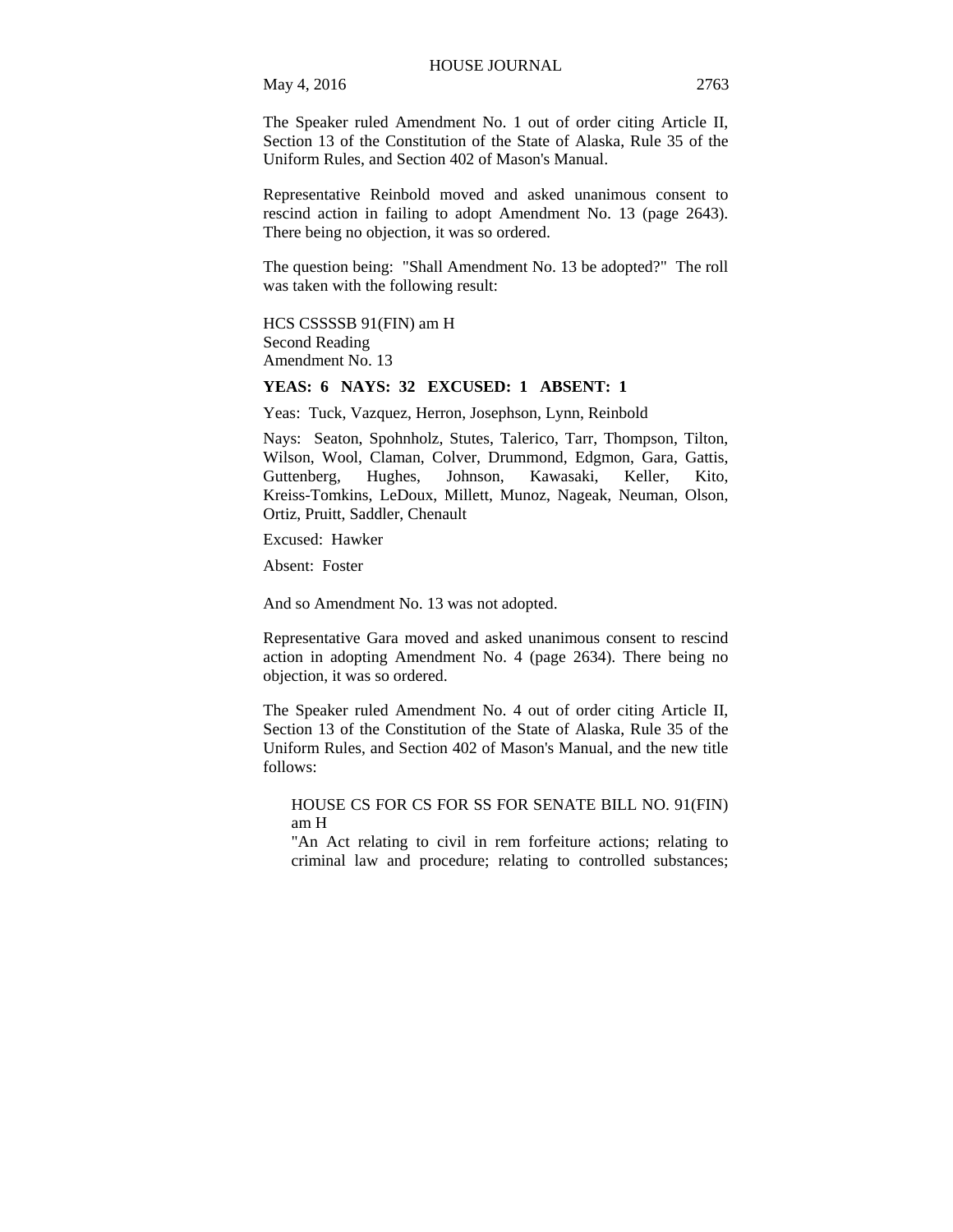The Speaker ruled Amendment No. 1 out of order citing Article II, Section 13 of the Constitution of the State of Alaska, Rule 35 of the Uniform Rules, and Section 402 of Mason's Manual.

Representative Reinbold moved and asked unanimous consent to rescind action in failing to adopt Amendment No. 13 (page 2643). There being no objection, it was so ordered.

The question being: "Shall Amendment No. 13 be adopted?" The roll was taken with the following result:

HCS CSSSSB 91(FIN) am H
Second Reading
Amendment No. 13

**YEAS: 6 NAYS: 32 EXCUSED: 1 ABSENT: 1**

Yeas: Tuck, Vazquez, Herron, Josephson, Lynn, Reinbold

Nays: Seaton, Spohnholz, Stutes, Talerico, Tarr, Thompson, Tilton, Wilson, Wool, Claman, Colver, Drummond, Edgmon, Gara, Gattis, Guttenberg, Hughes, Johnson, Kawasaki, Keller, Kito, Kreiss-Tomkins, LeDoux, Millett, Munoz, Nageak, Neuman, Olson, Ortiz, Pruitt, Saddler, Chenault

Excused: Hawker

Absent: Foster

And so Amendment No. 13 was not adopted.

Representative Gara moved and asked unanimous consent to rescind action in adopting Amendment No. 4 (page 2634). There being no objection, it was so ordered.

The Speaker ruled Amendment No. 4 out of order citing Article II, Section 13 of the Constitution of the State of Alaska, Rule 35 of the Uniform Rules, and Section 402 of Mason's Manual, and the new title follows:

> HOUSE CS FOR CS FOR SS FOR SENATE BILL NO. 91(FIN) am H
>
> "An Act relating to civil in rem forfeiture actions; relating to criminal law and procedure; relating to controlled substances;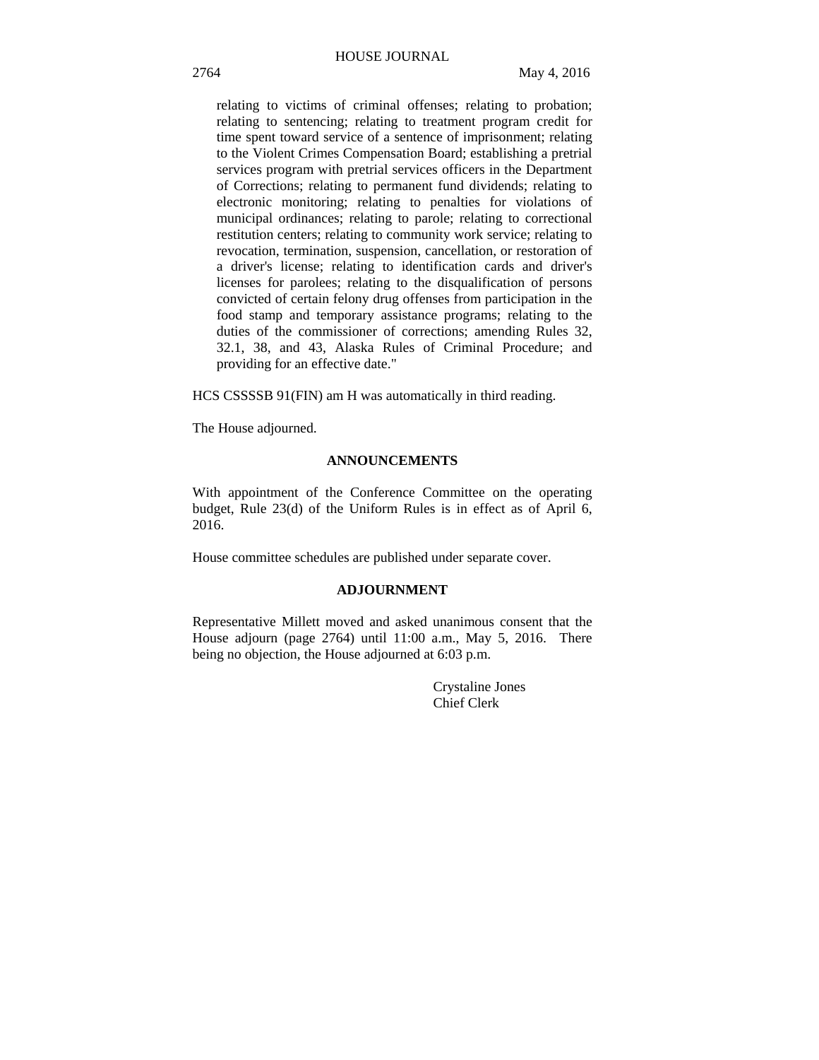relating to victims of criminal offenses; relating to probation; relating to sentencing; relating to treatment program credit for time spent toward service of a sentence of imprisonment; relating to the Violent Crimes Compensation Board; establishing a pretrial services program with pretrial services officers in the Department of Corrections; relating to permanent fund dividends; relating to electronic monitoring; relating to penalties for violations of municipal ordinances; relating to parole; relating to correctional restitution centers; relating to community work service; relating to revocation, termination, suspension, cancellation, or restoration of a driver's license; relating to identification cards and driver's licenses for parolees; relating to the disqualification of persons convicted of certain felony drug offenses from participation in the food stamp and temporary assistance programs; relating to the duties of the commissioner of corrections; amending Rules 32, 32.1, 38, and 43, Alaska Rules of Criminal Procedure; and providing for an effective date."

HCS CSSSSB 91(FIN) am H was automatically in third reading.

The House adjourned.

## ANNOUNCEMENTS

With appointment of the Conference Committee on the operating budget, Rule 23(d) of the Uniform Rules is in effect as of April 6, 2016.

House committee schedules are published under separate cover.

## ADJOURNMENT

Representative Millett moved and asked unanimous consent that the House adjourn (page 2764) until 11:00 a.m., May 5, 2016. There being no objection, the House adjourned at 6:03 p.m.

Crystaline Jones
Chief Clerk